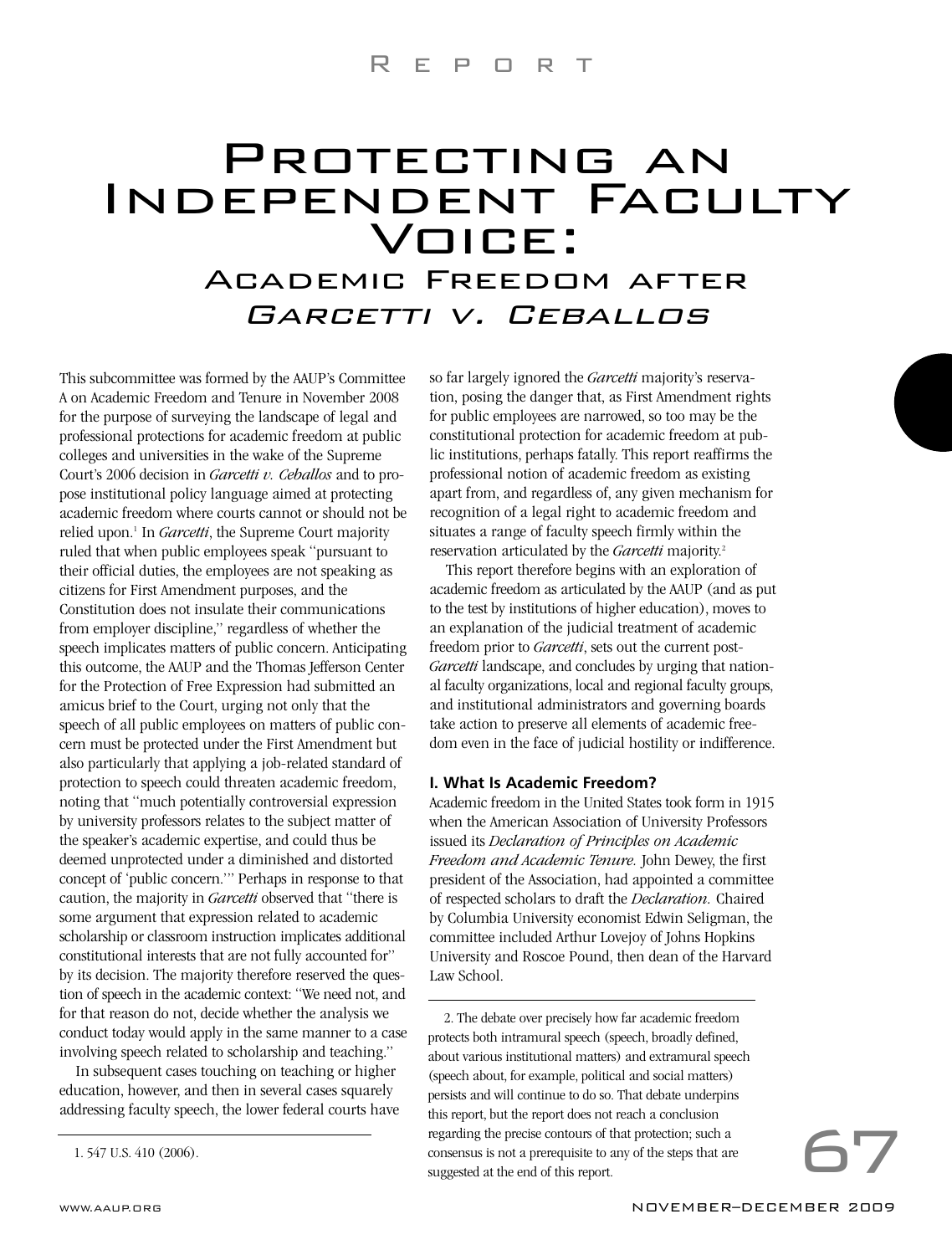# Protecting an Independent Faculty Voice: 

## Academic Freedom after *Garcetti v. Ceballos*

This subcommittee was formed by the AAUP's Committee A on Academic Freedom and Tenure in November 2008 for the purpose of surveying the landscape of legal and professional protections for academic freedom at public colleges and universities in the wake of the Supreme Court's 2006 decision in *Garcetti v. Ceballos* and to propose institutional policy language aimed at protecting academic freedom where courts cannot or should not be relied upon.[1] In *Garcetti*, the Supreme Court majority ruled that when public employees speak "pursuant to their official duties, the employees are not speaking as citizens for First Amendment purposes, and the Constitution does not insulate their communications from employer discipline," regardless of whether the speech implicates matters of public concern. Anticipating this outcome, the AAUP and the Thomas Jefferson Center for the Protection of Free Expression had submitted an amicus brief to the Court, urging not only that the speech of all public employees on matters of public concern must be protected under the First Amendment but also particularly that applying a job-related standard of protection to speech could threaten academic freedom, noting that "much potentially controversial expression by university professors relates to the subject matter of the speaker's academic expertise, and could thus be deemed unprotected under a diminished and distorted concept of 'public concern.'" Perhaps in response to that caution, the majority in *Garcetti* observed that "there is some argument that expression related to academic scholarship or classroom instruction implicates additional constitutional interests that are not fully accounted for" by its decision. The majority therefore reserved the question of speech in the academic context: "We need not, and for that reason do not, decide whether the analysis we conduct today would apply in the same manner to a case involving speech related to scholarship and teaching."

In subsequent cases touching on teaching or higher education, however, and then in several cases squarely addressing faculty speech, the lower federal courts have so far largely ignored the *Garcetti* majority's reservation, posing the danger that, as First Amendment rights for public employees are narrowed, so too may be the constitutional protection for academic freedom at public institutions, perhaps fatally. This report reaffirms the professional notion of academic freedom as existing apart from, and regardless of, any given mechanism for recognition of a legal right to academic freedom and situates a range of faculty speech firmly within the reservation articulated by the *Garcetti* majority.[2]

This report therefore begins with an exploration of academic freedom as articulated by the AAUP (and as put to the test by institutions of higher education), moves to an explanation of the judicial treatment of academic freedom prior to *Garcetti*, sets out the current post-*Garcetti* landscape, and concludes by urging that national faculty organizations, local and regional faculty groups, and institutional administrators and governing boards take action to preserve all elements of academic freedom even in the face of judicial hostility or indifference.

### I. What Is Academic Freedom?

Academic freedom in the United States took form in 1915 when the American Association of University Professors issued its *Declaration of Principles on Academic Freedom and Academic Tenure.* John Dewey, the first president of the Association, had appointed a committee of respected scholars to draft the *Declaration.* Chaired by Columbia University economist Edwin Seligman, the committee included Arthur Lovejoy of Johns Hopkins University and Roscoe Pound, then dean of the Harvard Law School.

---

1. 547 U.S. 410 (2006).

2. The debate over precisely how far academic freedom protects both intramural speech (speech, broadly defined, about various institutional matters) and extramural speech (speech about, for example, political and social matters) persists and will continue to do so. That debate underpins this report, but the report does not reach a conclusion regarding the precise contours of that protection; such a consensus is not a prerequisite to any of the steps that are suggested at the end of this report.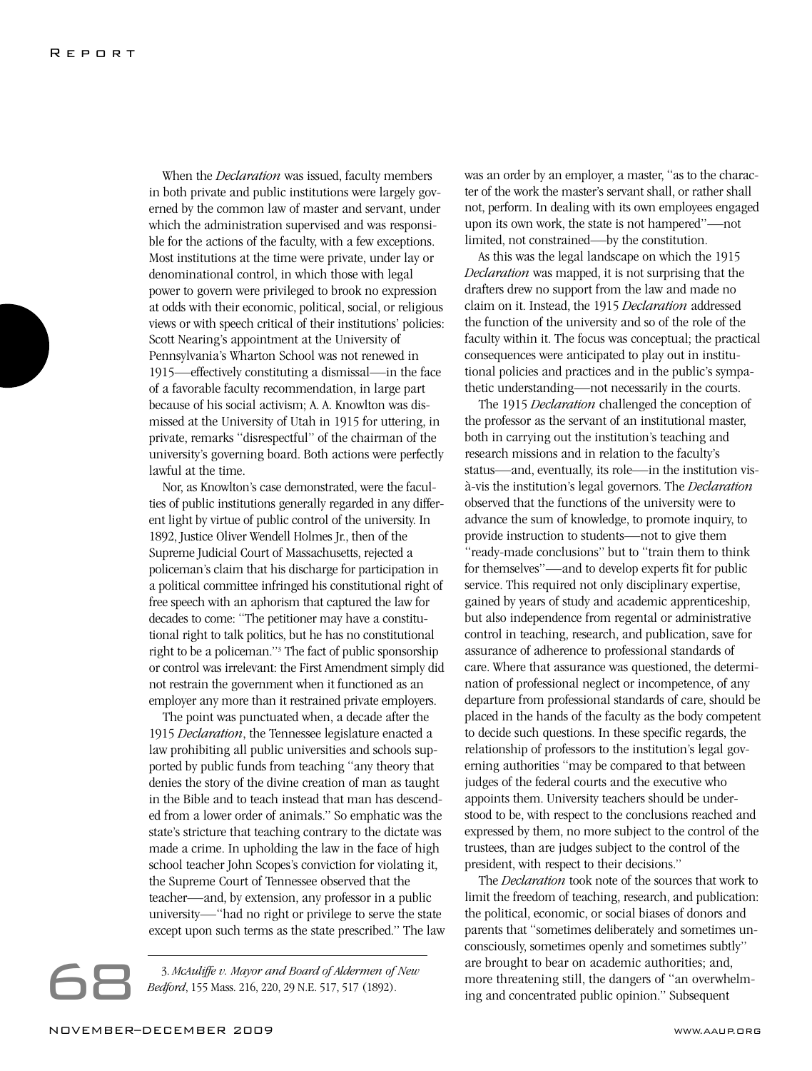When the *Declaration* was issued, faculty members in both private and public institutions were largely governed by the common law of master and servant, under which the administration supervised and was responsible for the actions of the faculty, with a few exceptions. Most institutions at the time were private, under lay or denominational control, in which those with legal power to govern were privileged to brook no expression at odds with their economic, political, social, or religious views or with speech critical of their institutions' policies: Scott Nearing's appointment at the University of Pennsylvania's Wharton School was not renewed in 1915—effectively constituting a dismissal—in the face of a favorable faculty recommendation, in large part because of his social activism; A. A. Knowlton was dismissed at the University of Utah in 1915 for uttering, in private, remarks "disrespectful" of the chairman of the university's governing board. Both actions were perfectly lawful at the time.

Nor, as Knowlton's case demonstrated, were the faculties of public institutions generally regarded in any different light by virtue of public control of the university. In 1892, Justice Oliver Wendell Holmes Jr., then of the Supreme Judicial Court of Massachusetts, rejected a policeman's claim that his discharge for participation in a political committee infringed his constitutional right of free speech with an aphorism that captured the law for decades to come: "The petitioner may have a constitutional right to talk politics, but he has no constitutional right to be a policeman."[3] The fact of public sponsorship or control was irrelevant: the First Amendment simply did not restrain the government when it functioned as an employer any more than it restrained private employers.

The point was punctuated when, a decade after the 1915 *Declaration*, the Tennessee legislature enacted a law prohibiting all public universities and schools supported by public funds from teaching "any theory that denies the story of the divine creation of man as taught in the Bible and to teach instead that man has descended from a lower order of animals." So emphatic was the state's stricture that teaching contrary to the dictate was made a crime. In upholding the law in the face of high school teacher John Scopes's conviction for violating it, the Supreme Court of Tennessee observed that the teacher—and, by extension, any professor in a public university—"had no right or privilege to serve the state except upon such terms as the state prescribed." The law was an order by an employer, a master, "as to the character of the work the master's servant shall, or rather shall not, perform. In dealing with its own employees engaged upon its own work, the state is not hampered"—not limited, not constrained—by the constitution.

As this was the legal landscape on which the 1915 *Declaration* was mapped, it is not surprising that the drafters drew no support from the law and made no claim on it. Instead, the 1915 *Declaration* addressed the function of the university and so of the role of the faculty within it. The focus was conceptual; the practical consequences were anticipated to play out in institutional policies and practices and in the public's sympathetic understanding—not necessarily in the courts.

The 1915 *Declaration* challenged the conception of the professor as the servant of an institutional master, both in carrying out the institution's teaching and research missions and in relation to the faculty's status—and, eventually, its role—in the institution vis-à-vis the institution's legal governors. The *Declaration* observed that the functions of the university were to advance the sum of knowledge, to promote inquiry, to provide instruction to students—not to give them "ready-made conclusions" but to "train them to think for themselves"—and to develop experts fit for public service. This required not only disciplinary expertise, gained by years of study and academic apprenticeship, but also independence from regental or administrative control in teaching, research, and publication, save for assurance of adherence to professional standards of care. Where that assurance was questioned, the determination of professional neglect or incompetence, of any departure from professional standards of care, should be placed in the hands of the faculty as the body competent to decide such questions. In these specific regards, the relationship of professors to the institution's legal governing authorities "may be compared to that between judges of the federal courts and the executive who appoints them. University teachers should be understood to be, with respect to the conclusions reached and expressed by them, no more subject to the control of the trustees, than are judges subject to the control of the president, with respect to their decisions."

The *Declaration* took note of the sources that work to limit the freedom of teaching, research, and publication: the political, economic, or social biases of donors and parents that "sometimes deliberately and sometimes unconsciously, sometimes openly and sometimes subtly" are brought to bear on academic authorities; and, more threatening still, the dangers of "an overwhelming and concentrated public opinion." Subsequent

---

3. *McAuliffe v. Mayor and Board of Aldermen of New Bedford*, 155 Mass. 216, 220, 29 N.E. 517, 517 (1892).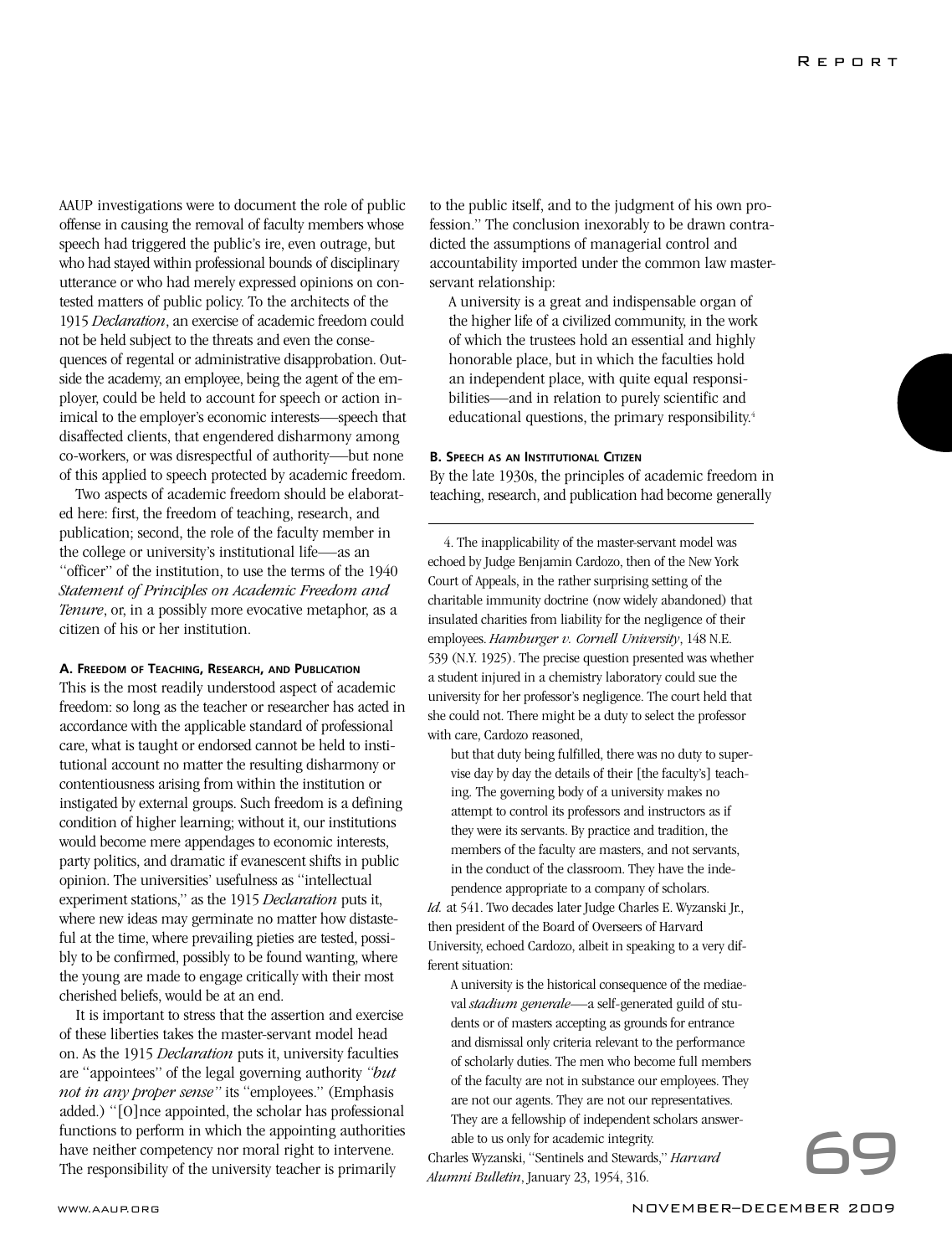AAUP investigations were to document the role of public offense in causing the removal of faculty members whose speech had triggered the public's ire, even outrage, but who had stayed within professional bounds of disciplinary utterance or who had merely expressed opinions on contested matters of public policy. To the architects of the 1915 *Declaration*, an exercise of academic freedom could not be held subject to the threats and even the consequences of regental or administrative disapprobation. Outside the academy, an employee, being the agent of the employer, could be held to account for speech or action inimical to the employer's economic interests—speech that disaffected clients, that engendered disharmony among co-workers, or was disrespectful of authority—but none of this applied to speech protected by academic freedom.

Two aspects of academic freedom should be elaborated here: first, the freedom of teaching, research, and publication; second, the role of the faculty member in the college or university's institutional life—as an "officer" of the institution, to use the terms of the 1940 *Statement of Principles on Academic Freedom and Tenure*, or, in a possibly more evocative metaphor, as a citizen of his or her institution.

#### A. Freedom of Teaching, Research, and Publication

This is the most readily understood aspect of academic freedom: so long as the teacher or researcher has acted in accordance with the applicable standard of professional care, what is taught or endorsed cannot be held to institutional account no matter the resulting disharmony or contentiousness arising from within the institution or instigated by external groups. Such freedom is a defining condition of higher learning; without it, our institutions would become mere appendages to economic interests, party politics, and dramatic if evanescent shifts in public opinion. The universities' usefulness as "intellectual experiment stations," as the 1915 *Declaration* puts it, where new ideas may germinate no matter how distasteful at the time, where prevailing pieties are tested, possibly to be confirmed, possibly to be found wanting, where the young are made to engage critically with their most cherished beliefs, would be at an end.

It is important to stress that the assertion and exercise of these liberties takes the master-servant model head on. As the 1915 *Declaration* puts it, university faculties are "appointees" of the legal governing authority *"but not in any proper sense"* its "employees." (Emphasis added.) "[O]nce appointed, the scholar has professional functions to perform in which the appointing authorities have neither competency nor moral right to intervene. The responsibility of the university teacher is primarily to the public itself, and to the judgment of his own profession." The conclusion inexorably to be drawn contradicted the assumptions of managerial control and accountability imported under the common law master-servant relationship:

> A university is a great and indispensable organ of the higher life of a civilized community, in the work of which the trustees hold an essential and highly honorable place, but in which the faculties hold an independent place, with quite equal responsibilities—and in relation to purely scientific and educational questions, the primary responsibility.[4]

#### B. Speech as an Institutional Citizen

By the late 1930s, the principles of academic freedom in teaching, research, and publication had become generally

---

4. The inapplicability of the master-servant model was echoed by Judge Benjamin Cardozo, then of the New York Court of Appeals, in the rather surprising setting of the charitable immunity doctrine (now widely abandoned) that insulated charities from liability for the negligence of their employees. *Hamburger v. Cornell University*, 148 N.E. 539 (N.Y. 1925). The precise question presented was whether a student injured in a chemistry laboratory could sue the university for her professor's negligence. The court held that she could not. There might be a duty to select the professor with care, Cardozo reasoned,

> but that duty being fulfilled, there was no duty to supervise day by day the details of their [the faculty's] teaching. The governing body of a university makes no attempt to control its professors and instructors as if they were its servants. By practice and tradition, the members of the faculty are masters, and not servants, in the conduct of the classroom. They have the independence appropriate to a company of scholars.

*Id.* at 541. Two decades later Judge Charles E. Wyzanski Jr., then president of the Board of Overseers of Harvard University, echoed Cardozo, albeit in speaking to a very different situation:

> A university is the historical consequence of the mediaeval *stadium generale*—a self-generated guild of students or of masters accepting as grounds for entrance and dismissal only criteria relevant to the performance of scholarly duties. The men who become full members of the faculty are not in substance our employees. They are not our agents. They are not our representatives. They are a fellowship of independent scholars answerable to us only for academic integrity.

Charles Wyzanski, "Sentinels and Stewards," *Harvard Alumni Bulletin*, January 23, 1954, 316.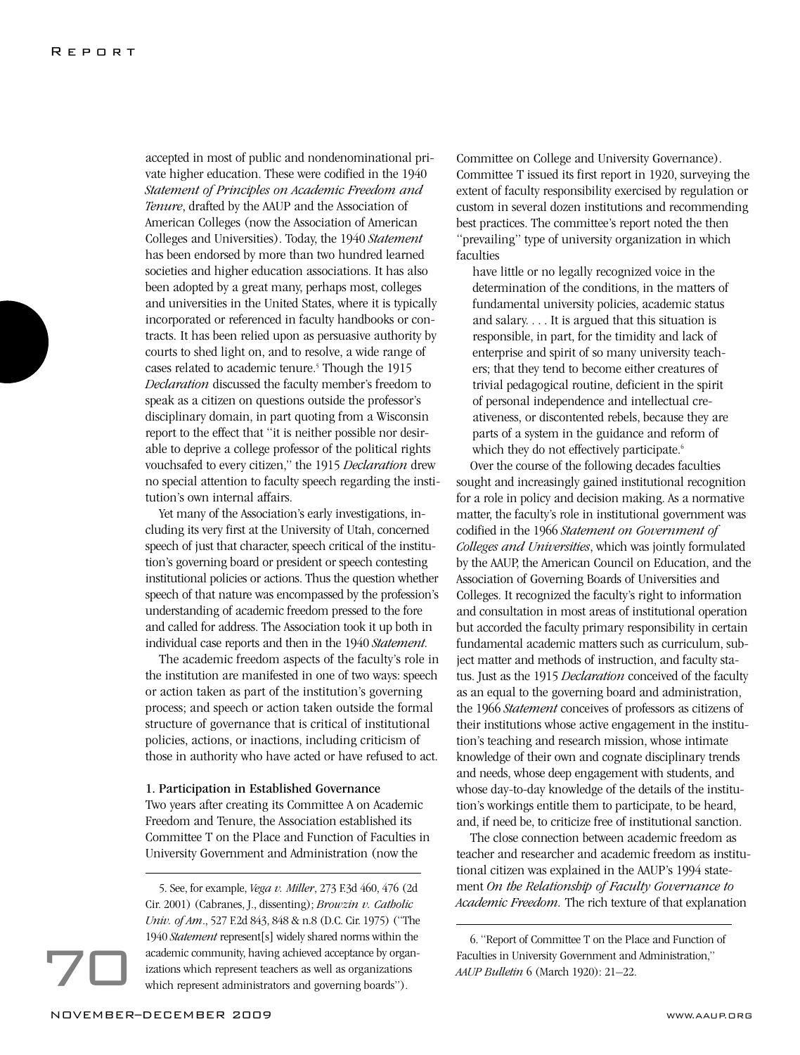accepted in most of public and nondenominational private higher education. These were codified in the 1940 *Statement of Principles on Academic Freedom and Tenure*, drafted by the AAUP and the Association of American Colleges (now the Association of American Colleges and Universities). Today, the 1940 *Statement* has been endorsed by more than two hundred learned societies and higher education associations. It has also been adopted by a great many, perhaps most, colleges and universities in the United States, where it is typically incorporated or referenced in faculty handbooks or contracts. It has been relied upon as persuasive authority by courts to shed light on, and to resolve, a wide range of cases related to academic tenure.[5] Though the 1915 *Declaration* discussed the faculty member's freedom to speak as a citizen on questions outside the professor's disciplinary domain, in part quoting from a Wisconsin report to the effect that "it is neither possible nor desirable to deprive a college professor of the political rights vouchsafed to every citizen," the 1915 *Declaration* drew no special attention to faculty speech regarding the institution's own internal affairs.

Yet many of the Association's early investigations, including its very first at the University of Utah, concerned speech of just that character, speech critical of the institution's governing board or president or speech contesting institutional policies or actions. Thus the question whether speech of that nature was encompassed by the profession's understanding of academic freedom pressed to the fore and called for address. The Association took it up both in individual case reports and then in the 1940 *Statement.*

The academic freedom aspects of the faculty's role in the institution are manifested in one of two ways: speech or action taken as part of the institution's governing process; and speech or action taken outside the formal structure of governance that is critical of institutional policies, actions, or inactions, including criticism of those in authority who have acted or have refused to act.

**1. Participation in Established Governance**

Two years after creating its Committee A on Academic Freedom and Tenure, the Association established its Committee T on the Place and Function of Faculties in University Government and Administration (now the Committee on College and University Governance). Committee T issued its first report in 1920, surveying the extent of faculty responsibility exercised by regulation or custom in several dozen institutions and recommending best practices. The committee's report noted the then "prevailing" type of university organization in which faculties

> have little or no legally recognized voice in the determination of the conditions, in the matters of fundamental university policies, academic status and salary. . . . It is argued that this situation is responsible, in part, for the timidity and lack of enterprise and spirit of so many university teachers; that they tend to become either creatures of trivial pedagogical routine, deficient in the spirit of personal independence and intellectual creativeness, or discontented rebels, because they are parts of a system in the guidance and reform of which they do not effectively participate.[6]

Over the course of the following decades faculties sought and increasingly gained institutional recognition for a role in policy and decision making. As a normative matter, the faculty's role in institutional government was codified in the 1966 *Statement on Government of Colleges and Universities*, which was jointly formulated by the AAUP, the American Council on Education, and the Association of Governing Boards of Universities and Colleges. It recognized the faculty's right to information and consultation in most areas of institutional operation but accorded the faculty primary responsibility in certain fundamental academic matters such as curriculum, subject matter and methods of instruction, and faculty status. Just as the 1915 *Declaration* conceived of the faculty as an equal to the governing board and administration, the 1966 *Statement* conceives of professors as citizens of their institutions whose active engagement in the institution's teaching and research mission, whose intimate knowledge of their own and cognate disciplinary trends and needs, whose deep engagement with students, and whose day-to-day knowledge of the details of the institution's workings entitle them to participate, to be heard, and, if need be, to criticize free of institutional sanction.

The close connection between academic freedom as teacher and researcher and academic freedom as institutional citizen was explained in the AAUP's 1994 statement *On the Relationship of Faculty Governance to Academic Freedom.* The rich texture of that explanation

---

5. See, for example, *Vega v. Miller*, 273 F.3d 460, 476 (2d Cir. 2001) (Cabranes, J., dissenting); *Browzin v. Catholic Univ. of Am.*, 527 F.2d 843, 848 & n.8 (D.C. Cir. 1975) ("The 1940 *Statement* represent[s] widely shared norms within the academic community, having achieved acceptance by organizations which represent teachers as well as organizations which represent administrators and governing boards").

6. "Report of Committee T on the Place and Function of Faculties in University Government and Administration," *AAUP Bulletin* 6 (March 1920): 21–22.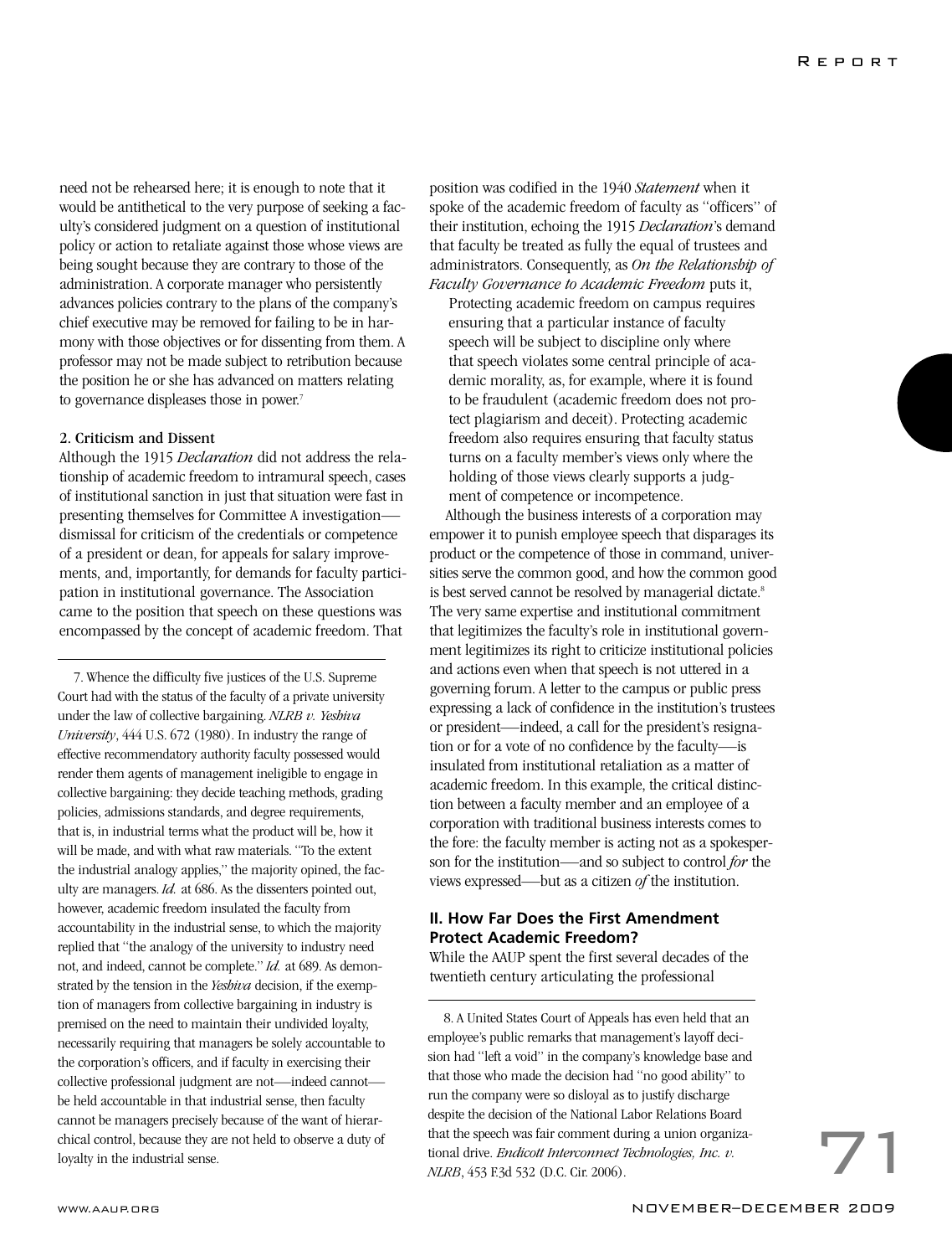need not be rehearsed here; it is enough to note that it would be antithetical to the very purpose of seeking a faculty's considered judgment on a question of institutional policy or action to retaliate against those whose views are being sought because they are contrary to those of the administration. A corporate manager who persistently advances policies contrary to the plans of the company's chief executive may be removed for failing to be in harmony with those objectives or for dissenting from them. A professor may not be made subject to retribution because the position he or she has advanced on matters relating to governance displeases those in power.[7]

**2. Criticism and Dissent**

Although the 1915 *Declaration* did not address the relationship of academic freedom to intramural speech, cases of institutional sanction in just that situation were fast in presenting themselves for Committee A investigation—dismissal for criticism of the credentials or competence of a president or dean, for appeals for salary improvements, and, importantly, for demands for faculty participation in institutional governance. The Association came to the position that speech on these questions was encompassed by the concept of academic freedom. That position was codified in the 1940 *Statement* when it spoke of the academic freedom of faculty as "officers" of their institution, echoing the 1915 *Declaration*'s demand that faculty be treated as fully the equal of trustees and administrators. Consequently, as *On the Relationship of Faculty Governance to Academic Freedom* puts it,

> Protecting academic freedom on campus requires ensuring that a particular instance of faculty speech will be subject to discipline only where that speech violates some central principle of academic morality, as, for example, where it is found to be fraudulent (academic freedom does not protect plagiarism and deceit). Protecting academic freedom also requires ensuring that faculty status turns on a faculty member's views only where the holding of those views clearly supports a judgment of competence or incompetence.

Although the business interests of a corporation may empower it to punish employee speech that disparages its product or the competence of those in command, universities serve the common good, and how the common good is best served cannot be resolved by managerial dictate.[8] The very same expertise and institutional commitment that legitimizes the faculty's role in institutional government legitimizes its right to criticize institutional policies and actions even when that speech is not uttered in a governing forum. A letter to the campus or public press expressing a lack of confidence in the institution's trustees or president—indeed, a call for the president's resignation or for a vote of no confidence by the faculty—is insulated from institutional retaliation as a matter of academic freedom. In this example, the critical distinction between a faculty member and an employee of a corporation with traditional business interests comes to the fore: the faculty member is acting not as a spokesperson for the institution—and so subject to control *for* the views expressed—but as a citizen *of* the institution.

## II. How Far Does the First Amendment Protect Academic Freedom?

While the AAUP spent the first several decades of the twentieth century articulating the professional

---

7. Whence the difficulty five justices of the U.S. Supreme Court had with the status of the faculty of a private university under the law of collective bargaining. *NLRB v. Yeshiva University*, 444 U.S. 672 (1980). In industry the range of effective recommendatory authority faculty possessed would render them agents of management ineligible to engage in collective bargaining: they decide teaching methods, grading policies, admissions standards, and degree requirements, that is, in industrial terms what the product will be, how it will be made, and with what raw materials. "To the extent the industrial analogy applies," the majority opined, the faculty are managers. *Id.* at 686. As the dissenters pointed out, however, academic freedom insulated the faculty from accountability in the industrial sense, to which the majority replied that "the analogy of the university to industry need not, and indeed, cannot be complete." *Id.* at 689. As demonstrated by the tension in the *Yeshiva* decision, if the exemption of managers from collective bargaining in industry is premised on the need to maintain their undivided loyalty, necessarily requiring that managers be solely accountable to the corporation's officers, and if faculty in exercising their collective professional judgment are not—indeed cannot—be held accountable in that industrial sense, then faculty cannot be managers precisely because of the want of hierarchical control, because they are not held to observe a duty of loyalty in the industrial sense.

8. A United States Court of Appeals has even held that an employee's public remarks that management's layoff decision had "left a void" in the company's knowledge base and that those who made the decision had "no good ability" to run the company were so disloyal as to justify discharge despite the decision of the National Labor Relations Board that the speech was fair comment during a union organizational drive. *Endicott Interconnect Technologies, Inc. v. NLRB*, 453 F.3d 532 (D.C. Cir. 2006).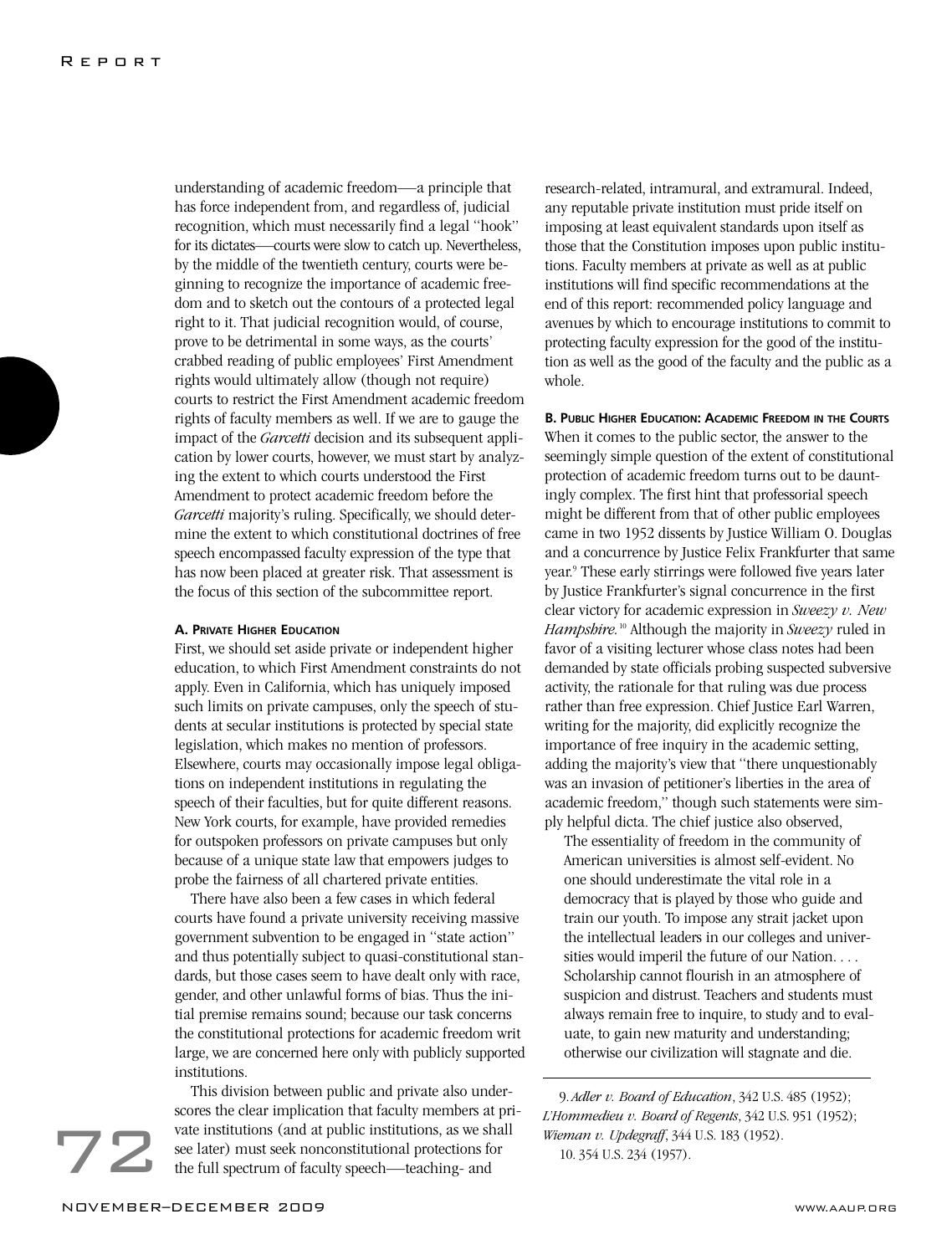understanding of academic freedom—a principle that has force independent from, and regardless of, judicial recognition, which must necessarily find a legal "hook" for its dictates—courts were slow to catch up. Nevertheless, by the middle of the twentieth century, courts were beginning to recognize the importance of academic freedom and to sketch out the contours of a protected legal right to it. That judicial recognition would, of course, prove to be detrimental in some ways, as the courts' crabbed reading of public employees' First Amendment rights would ultimately allow (though not require) courts to restrict the First Amendment academic freedom rights of faculty members as well. If we are to gauge the impact of the *Garcetti* decision and its subsequent application by lower courts, however, we must start by analyzing the extent to which courts understood the First Amendment to protect academic freedom before the *Garcetti* majority's ruling. Specifically, we should determine the extent to which constitutional doctrines of free speech encompassed faculty expression of the type that has now been placed at greater risk. That assessment is the focus of this section of the subcommittee report.

### A. Private Higher Education

First, we should set aside private or independent higher education, to which First Amendment constraints do not apply. Even in California, which has uniquely imposed such limits on private campuses, only the speech of students at secular institutions is protected by special state legislation, which makes no mention of professors. Elsewhere, courts may occasionally impose legal obligations on independent institutions in regulating the speech of their faculties, but for quite different reasons. New York courts, for example, have provided remedies for outspoken professors on private campuses but only because of a unique state law that empowers judges to probe the fairness of all chartered private entities.

There have also been a few cases in which federal courts have found a private university receiving massive government subvention to be engaged in "state action" and thus potentially subject to quasi-constitutional standards, but those cases seem to have dealt only with race, gender, and other unlawful forms of bias. Thus the initial premise remains sound; because our task concerns the constitutional protections for academic freedom writ large, we are concerned here only with publicly supported institutions.

This division between public and private also underscores the clear implication that faculty members at private institutions (and at public institutions, as we shall see later) must seek nonconstitutional protections for the full spectrum of faculty speech—teaching- and research-related, intramural, and extramural. Indeed, any reputable private institution must pride itself on imposing at least equivalent standards upon itself as those that the Constitution imposes upon public institutions. Faculty members at private as well as at public institutions will find specific recommendations at the end of this report: recommended policy language and avenues by which to encourage institutions to commit to protecting faculty expression for the good of the institution as well as the good of the faculty and the public as a whole.

### B. Public Higher Education: Academic Freedom in the Courts

When it comes to the public sector, the answer to the seemingly simple question of the extent of constitutional protection of academic freedom turns out to be dauntingly complex. The first hint that professorial speech might be different from that of other public employees came in two 1952 dissents by Justice William O. Douglas and a concurrence by Justice Felix Frankfurter that same year.[9] These early stirrings were followed five years later by Justice Frankfurter's signal concurrence in the first clear victory for academic expression in *Sweezy v. New Hampshire*.[10] Although the majority in *Sweezy* ruled in favor of a visiting lecturer whose class notes had been demanded by state officials probing suspected subversive activity, the rationale for that ruling was due process rather than free expression. Chief Justice Earl Warren, writing for the majority, did explicitly recognize the importance of free inquiry in the academic setting, adding the majority's view that "there unquestionably was an invasion of petitioner's liberties in the area of academic freedom," though such statements were simply helpful dicta. The chief justice also observed,

> The essentiality of freedom in the community of American universities is almost self-evident. No one should underestimate the vital role in a democracy that is played by those who guide and train our youth. To impose any strait jacket upon the intellectual leaders in our colleges and universities would imperil the future of our Nation. . . . Scholarship cannot flourish in an atmosphere of suspicion and distrust. Teachers and students must always remain free to inquire, to study and to evaluate, to gain new maturity and understanding; otherwise our civilization will stagnate and die.

---

9. *Adler v. Board of Education*, 342 U.S. 485 (1952); *L'Hommedieu v. Board of Regents*, 342 U.S. 951 (1952); *Wieman v. Updegraff*, 344 U.S. 183 (1952).

10. 354 U.S. 234 (1957).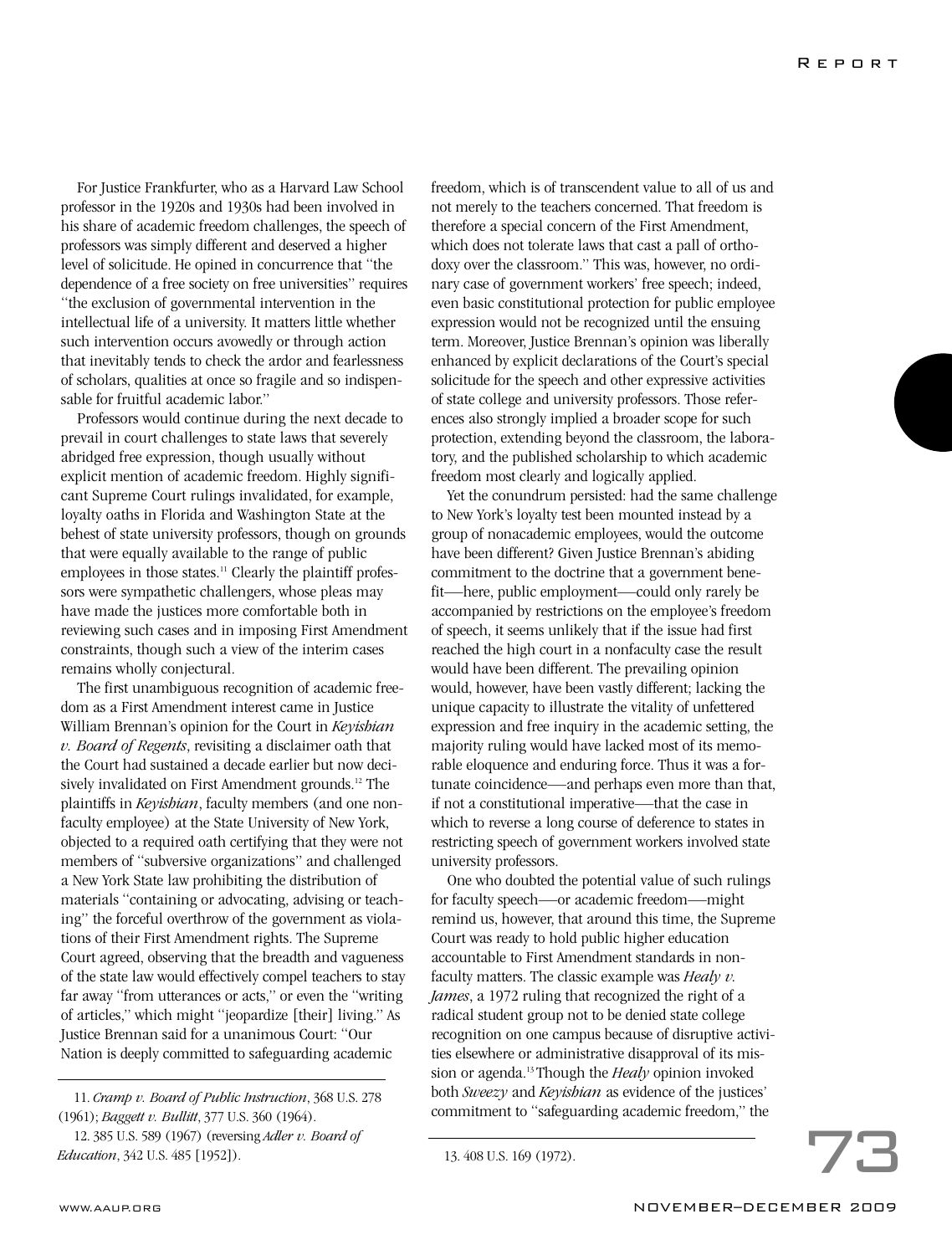For Justice Frankfurter, who as a Harvard Law School professor in the 1920s and 1930s had been involved in his share of academic freedom challenges, the speech of professors was simply different and deserved a higher level of solicitude. He opined in concurrence that "the dependence of a free society on free universities" requires "the exclusion of governmental intervention in the intellectual life of a university. It matters little whether such intervention occurs avowedly or through action that inevitably tends to check the ardor and fearlessness of scholars, qualities at once so fragile and so indispensable for fruitful academic labor."

Professors would continue during the next decade to prevail in court challenges to state laws that severely abridged free expression, though usually without explicit mention of academic freedom. Highly significant Supreme Court rulings invalidated, for example, loyalty oaths in Florida and Washington State at the behest of state university professors, though on grounds that were equally available to the range of public employees in those states.[11] Clearly the plaintiff professors were sympathetic challengers, whose pleas may have made the justices more comfortable both in reviewing such cases and in imposing First Amendment constraints, though such a view of the interim cases remains wholly conjectural.

The first unambiguous recognition of academic freedom as a First Amendment interest came in Justice William Brennan's opinion for the Court in *Keyishian v. Board of Regents*, revisiting a disclaimer oath that the Court had sustained a decade earlier but now decisively invalidated on First Amendment grounds.[12] The plaintiffs in *Keyishian*, faculty members (and one nonfaculty employee) at the State University of New York, objected to a required oath certifying that they were not members of "subversive organizations" and challenged a New York State law prohibiting the distribution of materials "containing or advocating, advising or teaching" the forceful overthrow of the government as violations of their First Amendment rights. The Supreme Court agreed, observing that the breadth and vagueness of the state law would effectively compel teachers to stay far away "from utterances or acts," or even the "writing of articles," which might "jeopardize [their] living." As Justice Brennan said for a unanimous Court: "Our Nation is deeply committed to safeguarding academic freedom, which is of transcendent value to all of us and not merely to the teachers concerned. That freedom is therefore a special concern of the First Amendment, which does not tolerate laws that cast a pall of orthodoxy over the classroom." This was, however, no ordinary case of government workers' free speech; indeed, even basic constitutional protection for public employee expression would not be recognized until the ensuing term. Moreover, Justice Brennan's opinion was liberally enhanced by explicit declarations of the Court's special solicitude for the speech and other expressive activities of state college and university professors. Those references also strongly implied a broader scope for such protection, extending beyond the classroom, the laboratory, and the published scholarship to which academic freedom most clearly and logically applied.

Yet the conundrum persisted: had the same challenge to New York's loyalty test been mounted instead by a group of nonacademic employees, would the outcome have been different? Given Justice Brennan's abiding commitment to the doctrine that a government benefit—here, public employment—could only rarely be accompanied by restrictions on the employee's freedom of speech, it seems unlikely that if the issue had first reached the high court in a nonfaculty case the result would have been different. The prevailing opinion would, however, have been vastly different; lacking the unique capacity to illustrate the vitality of unfettered expression and free inquiry in the academic setting, the majority ruling would have lacked most of its memorable eloquence and enduring force. Thus it was a fortunate coincidence—and perhaps even more than that, if not a constitutional imperative—that the case in which to reverse a long course of deference to states in restricting speech of government workers involved state university professors.

One who doubted the potential value of such rulings for faculty speech—or academic freedom—might remind us, however, that around this time, the Supreme Court was ready to hold public higher education accountable to First Amendment standards in nonfaculty matters. The classic example was *Healy v. James*, a 1972 ruling that recognized the right of a radical student group not to be denied state college recognition on one campus because of disruptive activities elsewhere or administrative disapproval of its mission or agenda.[13] Though the *Healy* opinion invoked both *Sweezy* and *Keyishian* as evidence of the justices' commitment to "safeguarding academic freedom," the

---

11. *Cramp v. Board of Public Instruction*, 368 U.S. 278 (1961); *Baggett v. Bullitt*, 377 U.S. 360 (1964).

12. 385 U.S. 589 (1967) (reversing *Adler v. Board of Education*, 342 U.S. 485 [1952]).

13. 408 U.S. 169 (1972).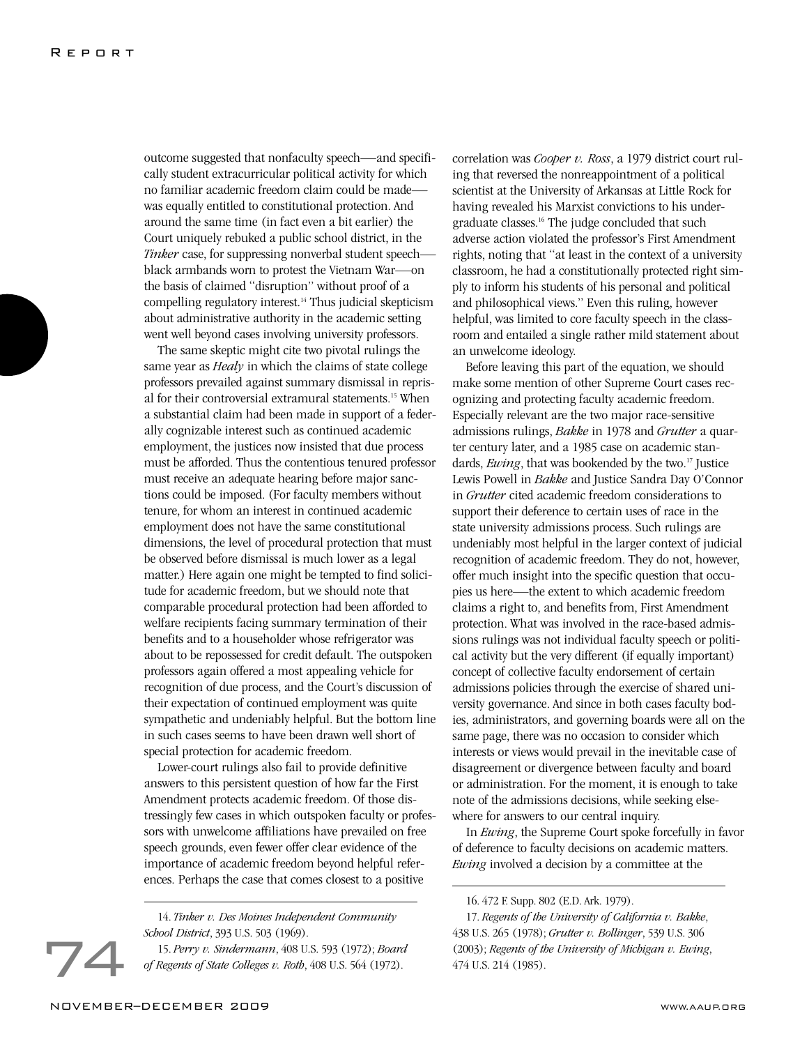outcome suggested that nonfaculty speech—and specifically student extracurricular political activity for which no familiar academic freedom claim could be made—was equally entitled to constitutional protection. And around the same time (in fact even a bit earlier) the Court uniquely rebuked a public school district, in the *Tinker* case, for suppressing nonverbal student speech—black armbands worn to protest the Vietnam War—on the basis of claimed "disruption" without proof of a compelling regulatory interest.[14] Thus judicial skepticism about administrative authority in the academic setting went well beyond cases involving university professors.

The same skeptic might cite two pivotal rulings the same year as *Healy* in which the claims of state college professors prevailed against summary dismissal in reprisal for their controversial extramural statements.[15] When a substantial claim had been made in support of a federally cognizable interest such as continued academic employment, the justices now insisted that due process must be afforded. Thus the contentious tenured professor must receive an adequate hearing before major sanctions could be imposed. (For faculty members without tenure, for whom an interest in continued academic employment does not have the same constitutional dimensions, the level of procedural protection that must be observed before dismissal is much lower as a legal matter.) Here again one might be tempted to find solicitude for academic freedom, but we should note that comparable procedural protection had been afforded to welfare recipients facing summary termination of their benefits and to a householder whose refrigerator was about to be repossessed for credit default. The outspoken professors again offered a most appealing vehicle for recognition of due process, and the Court's discussion of their expectation of continued employment was quite sympathetic and undeniably helpful. But the bottom line in such cases seems to have been drawn well short of special protection for academic freedom.

Lower-court rulings also fail to provide definitive answers to this persistent question of how far the First Amendment protects academic freedom. Of those distressingly few cases in which outspoken faculty or professors with unwelcome affiliations have prevailed on free speech grounds, even fewer offer clear evidence of the importance of academic freedom beyond helpful references. Perhaps the case that comes closest to a positive correlation was *Cooper v. Ross*, a 1979 district court ruling that reversed the nonreappointment of a political scientist at the University of Arkansas at Little Rock for having revealed his Marxist convictions to his undergraduate classes.[16] The judge concluded that such adverse action violated the professor's First Amendment rights, noting that "at least in the context of a university classroom, he had a constitutionally protected right simply to inform his students of his personal and political and philosophical views." Even this ruling, however helpful, was limited to core faculty speech in the classroom and entailed a single rather mild statement about an unwelcome ideology.

Before leaving this part of the equation, we should make some mention of other Supreme Court cases recognizing and protecting faculty academic freedom. Especially relevant are the two major race-sensitive admissions rulings, *Bakke* in 1978 and *Grutter* a quarter century later, and a 1985 case on academic standards, *Ewing*, that was bookended by the two.[17] Justice Lewis Powell in *Bakke* and Justice Sandra Day O'Connor in *Grutter* cited academic freedom considerations to support their deference to certain uses of race in the state university admissions process. Such rulings are undeniably most helpful in the larger context of judicial recognition of academic freedom. They do not, however, offer much insight into the specific question that occupies us here—the extent to which academic freedom claims a right to, and benefits from, First Amendment protection. What was involved in the race-based admissions rulings was not individual faculty speech or political activity but the very different (if equally important) concept of collective faculty endorsement of certain admissions policies through the exercise of shared university governance. And since in both cases faculty bodies, administrators, and governing boards were all on the same page, there was no occasion to consider which interests or views would prevail in the inevitable case of disagreement or divergence between faculty and board or administration. For the moment, it is enough to take note of the admissions decisions, while seeking elsewhere for answers to our central inquiry.

In *Ewing*, the Supreme Court spoke forcefully in favor of deference to faculty decisions on academic matters. *Ewing* involved a decision by a committee at the

---

14. *Tinker v. Des Moines Independent Community School District*, 393 U.S. 503 (1969).

15. *Perry v. Sindermann*, 408 U.S. 593 (1972); *Board of Regents of State Colleges v. Roth*, 408 U.S. 564 (1972).

16. 472 F. Supp. 802 (E.D. Ark. 1979).

17. *Regents of the University of California v. Bakke*, 438 U.S. 265 (1978); *Grutter v. Bollinger*, 539 U.S. 306 (2003); *Regents of the University of Michigan v. Ewing*, 474 U.S. 214 (1985).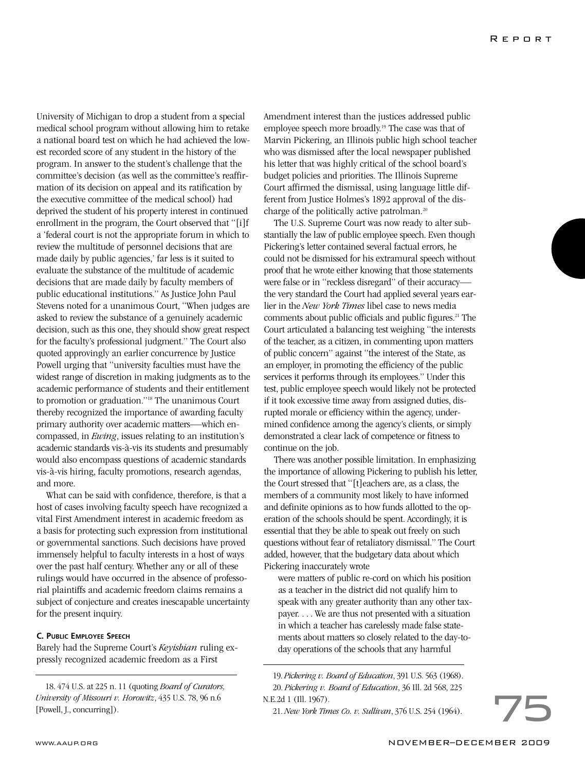University of Michigan to drop a student from a special medical school program without allowing him to retake a national board test on which he had achieved the lowest recorded score of any student in the history of the program. In answer to the student's challenge that the committee's decision (as well as the committee's reaffirmation of its decision on appeal and its ratification by the executive committee of the medical school) had deprived the student of his property interest in continued enrollment in the program, the Court observed that "[i]f a 'federal court is not the appropriate forum in which to review the multitude of personnel decisions that are made daily by public agencies,' far less is it suited to evaluate the substance of the multitude of academic decisions that are made daily by faculty members of public educational institutions." As Justice John Paul Stevens noted for a unanimous Court, "When judges are asked to review the substance of a genuinely academic decision, such as this one, they should show great respect for the faculty's professional judgment." The Court also quoted approvingly an earlier concurrence by Justice Powell urging that "university faculties must have the widest range of discretion in making judgments as to the academic performance of students and their entitlement to promotion or graduation."[18] The unanimous Court thereby recognized the importance of awarding faculty primary authority over academic matters—which encompassed, in *Ewing*, issues relating to an institution's academic standards vis-à-vis its students and presumably would also encompass questions of academic standards vis-à-vis hiring, faculty promotions, research agendas, and more.

What can be said with confidence, therefore, is that a host of cases involving faculty speech have recognized a vital First Amendment interest in academic freedom as a basis for protecting such expression from institutional or governmental sanctions. Such decisions have proved immensely helpful to faculty interests in a host of ways over the past half century. Whether any or all of these rulings would have occurred in the absence of professorial plaintiffs and academic freedom claims remains a subject of conjecture and creates inescapable uncertainty for the present inquiry.

#### C. Public Employee Speech

Barely had the Supreme Court's *Keyishian* ruling expressly recognized academic freedom as a First Amendment interest than the justices addressed public employee speech more broadly.[19] The case was that of Marvin Pickering, an Illinois public high school teacher who was dismissed after the local newspaper published his letter that was highly critical of the school board's budget policies and priorities. The Illinois Supreme Court affirmed the dismissal, using language little different from Justice Holmes's 1892 approval of the discharge of the politically active patrolman.[20]

The U.S. Supreme Court was now ready to alter substantially the law of public employee speech. Even though Pickering's letter contained several factual errors, he could not be dismissed for his extramural speech without proof that he wrote either knowing that those statements were false or in "reckless disregard" of their accuracy—the very standard the Court had applied several years earlier in the *New York Times* libel case to news media comments about public officials and public figures.[21] The Court articulated a balancing test weighing "the interests of the teacher, as a citizen, in commenting upon matters of public concern" against "the interest of the State, as an employer, in promoting the efficiency of the public services it performs through its employees." Under this test, public employee speech would likely not be protected if it took excessive time away from assigned duties, disrupted morale or efficiency within the agency, undermined confidence among the agency's clients, or simply demonstrated a clear lack of competence or fitness to continue on the job.

There was another possible limitation. In emphasizing the importance of allowing Pickering to publish his letter, the Court stressed that "[t]eachers are, as a class, the members of a community most likely to have informed and definite opinions as to how funds allotted to the operation of the schools should be spent. Accordingly, it is essential that they be able to speak out freely on such questions without fear of retaliatory dismissal." The Court added, however, that the budgetary data about which Pickering inaccurately wrote

> were matters of public re-cord on which his position as a teacher in the district did not qualify him to speak with any greater authority than any other taxpayer. . . . We are thus not presented with a situation in which a teacher has carelessly made false statements about matters so closely related to the day-to-day operations of the schools that any harmful

---

18. 474 U.S. at 225 n. 11 (quoting *Board of Curators, University of Missouri v. Horowitz*, 435 U.S. 78, 96 n.6 [Powell, J., concurring]).

19. *Pickering v. Board of Education*, 391 U.S. 563 (1968).

20. *Pickering v. Board of Education*, 36 Ill. 2d 568, 225 N.E.2d 1 (Ill. 1967).

21. *New York Times Co. v. Sullivan*, 376 U.S. 254 (1964).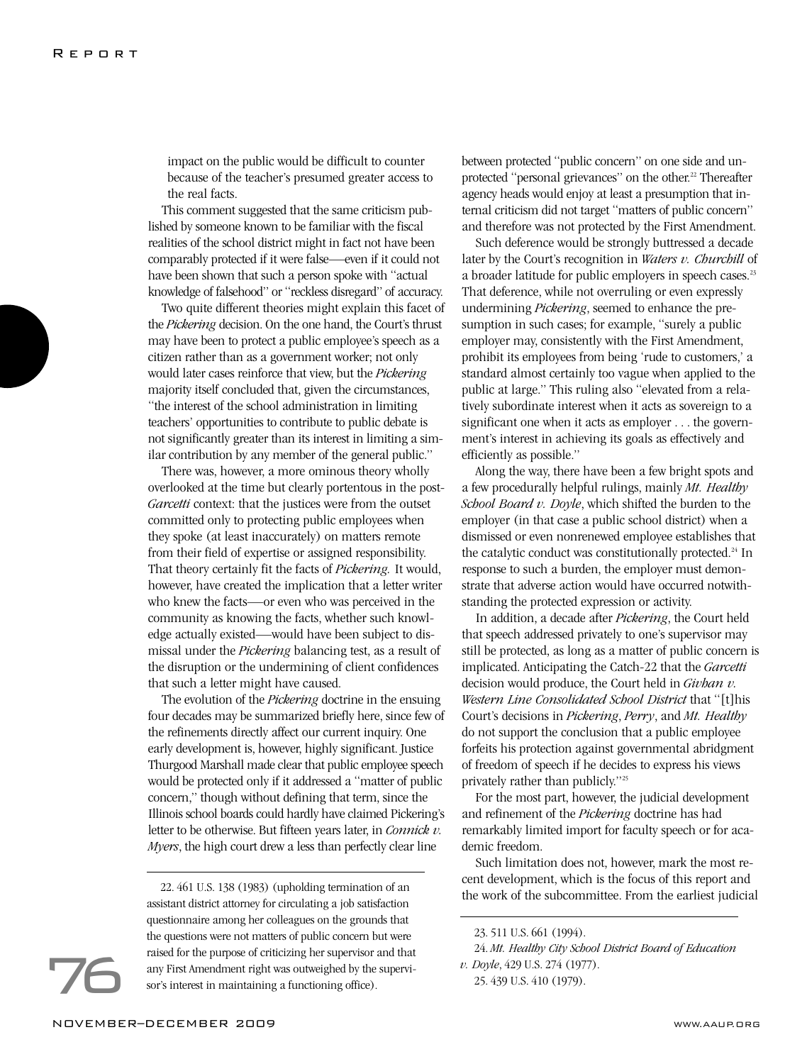impact on the public would be difficult to counter because of the teacher's presumed greater access to the real facts.

This comment suggested that the same criticism published by someone known to be familiar with the fiscal realities of the school district might in fact not have been comparably protected if it were false—even if it could not have been shown that such a person spoke with "actual knowledge of falsehood" or "reckless disregard" of accuracy.

Two quite different theories might explain this facet of the *Pickering* decision. On the one hand, the Court's thrust may have been to protect a public employee's speech as a citizen rather than as a government worker; not only would later cases reinforce that view, but the *Pickering* majority itself concluded that, given the circumstances, "the interest of the school administration in limiting teachers' opportunities to contribute to public debate is not significantly greater than its interest in limiting a similar contribution by any member of the general public."

There was, however, a more ominous theory wholly overlooked at the time but clearly portentous in the post-*Garcetti* context: that the justices were from the outset committed only to protecting public employees when they spoke (at least inaccurately) on matters remote from their field of expertise or assigned responsibility. That theory certainly fit the facts of *Pickering.* It would, however, have created the implication that a letter writer who knew the facts—or even who was perceived in the community as knowing the facts, whether such knowledge actually existed—would have been subject to dismissal under the *Pickering* balancing test, as a result of the disruption or the undermining of client confidences that such a letter might have caused.

The evolution of the *Pickering* doctrine in the ensuing four decades may be summarized briefly here, since few of the refinements directly affect our current inquiry. One early development is, however, highly significant. Justice Thurgood Marshall made clear that public employee speech would be protected only if it addressed a "matter of public concern," though without defining that term, since the Illinois school boards could hardly have claimed Pickering's letter to be otherwise. But fifteen years later, in *Connick v. Myers*, the high court drew a less than perfectly clear line between protected "public concern" on one side and unprotected "personal grievances" on the other.[22] Thereafter agency heads would enjoy at least a presumption that internal criticism did not target "matters of public concern" and therefore was not protected by the First Amendment.

Such deference would be strongly buttressed a decade later by the Court's recognition in *Waters v. Churchill* of a broader latitude for public employers in speech cases.[23] That deference, while not overruling or even expressly undermining *Pickering*, seemed to enhance the presumption in such cases; for example, "surely a public employer may, consistently with the First Amendment, prohibit its employees from being 'rude to customers,' a standard almost certainly too vague when applied to the public at large." This ruling also "elevated from a relatively subordinate interest when it acts as sovereign to a significant one when it acts as employer . . . the government's interest in achieving its goals as effectively and efficiently as possible."

Along the way, there have been a few bright spots and a few procedurally helpful rulings, mainly *Mt. Healthy School Board v. Doyle*, which shifted the burden to the employer (in that case a public school district) when a dismissed or even nonrenewed employee establishes that the catalytic conduct was constitutionally protected.[24] In response to such a burden, the employer must demonstrate that adverse action would have occurred notwithstanding the protected expression or activity.

In addition, a decade after *Pickering*, the Court held that speech addressed privately to one's supervisor may still be protected, as long as a matter of public concern is implicated. Anticipating the Catch-22 that the *Garcetti* decision would produce, the Court held in *Givhan v. Western Line Consolidated School District* that "[t]his Court's decisions in *Pickering*, *Perry*, and *Mt. Healthy* do not support the conclusion that a public employee forfeits his protection against governmental abridgment of freedom of speech if he decides to express his views privately rather than publicly."[25]

For the most part, however, the judicial development and refinement of the *Pickering* doctrine has had remarkably limited import for faculty speech or for academic freedom.

Such limitation does not, however, mark the most recent development, which is the focus of this report and the work of the subcommittee. From the earliest judicial

22. 461 U.S. 138 (1983) (upholding termination of an assistant district attorney for circulating a job satisfaction questionnaire among her colleagues on the grounds that the questions were not matters of public concern but were raised for the purpose of criticizing her supervisor and that any First Amendment right was outweighed by the supervisor's interest in maintaining a functioning office).

23. 511 U.S. 661 (1994).

24. *Mt. Healthy City School District Board of Education v. Doyle*, 429 U.S. 274 (1977).

25. 439 U.S. 410 (1979).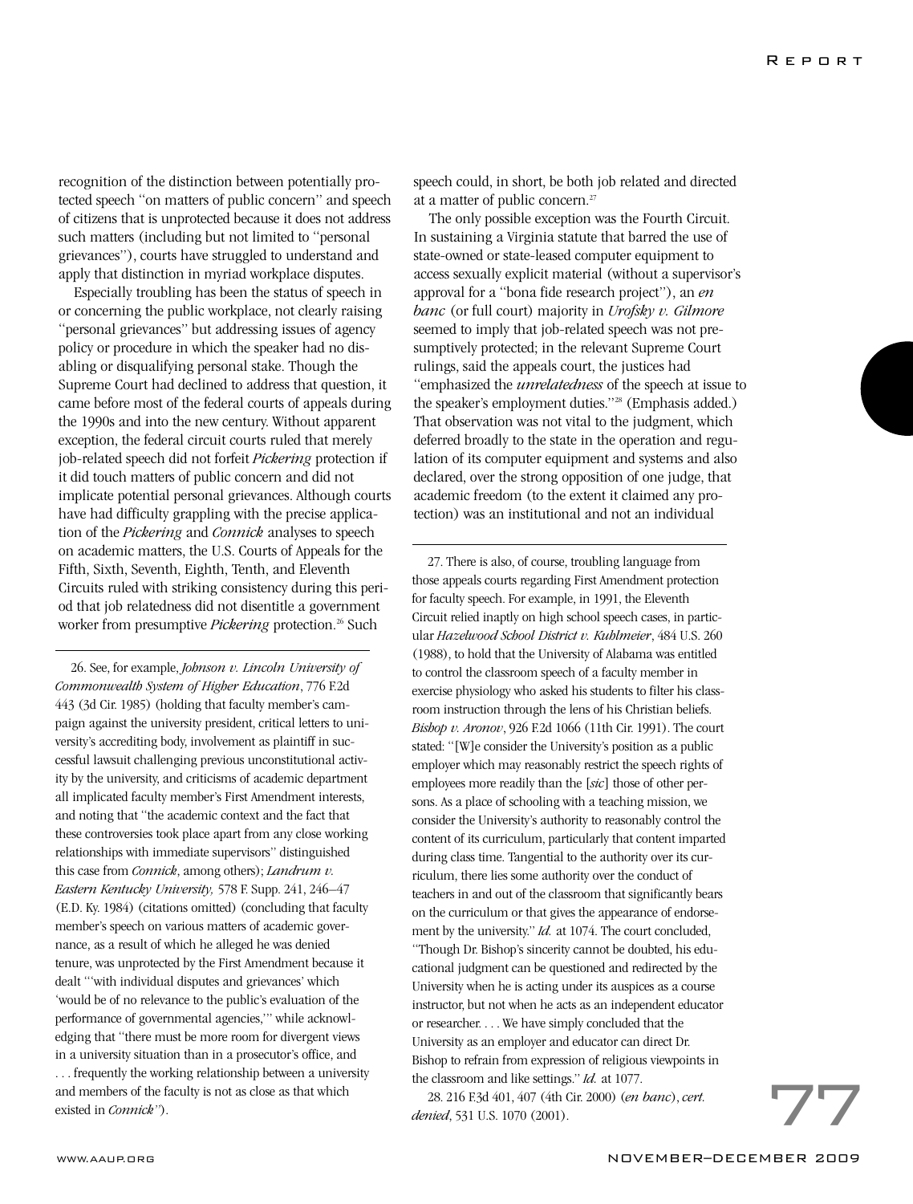recognition of the distinction between potentially protected speech "on matters of public concern" and speech of citizens that is unprotected because it does not address such matters (including but not limited to "personal grievances"), courts have struggled to understand and apply that distinction in myriad workplace disputes.

Especially troubling has been the status of speech in or concerning the public workplace, not clearly raising "personal grievances" but addressing issues of agency policy or procedure in which the speaker had no disabling or disqualifying personal stake. Though the Supreme Court had declined to address that question, it came before most of the federal courts of appeals during the 1990s and into the new century. Without apparent exception, the federal circuit courts ruled that merely job-related speech did not forfeit *Pickering* protection if it did touch matters of public concern and did not implicate potential personal grievances. Although courts have had difficulty grappling with the precise application of the *Pickering* and *Connick* analyses to speech on academic matters, the U.S. Courts of Appeals for the Fifth, Sixth, Seventh, Eighth, Tenth, and Eleventh Circuits ruled with striking consistency during this period that job relatedness did not disentitle a government worker from presumptive *Pickering* protection.[26] Such speech could, in short, be both job related and directed at a matter of public concern.[27]

The only possible exception was the Fourth Circuit. In sustaining a Virginia statute that barred the use of state-owned or state-leased computer equipment to access sexually explicit material (without a supervisor's approval for a "bona fide research project"), an *en banc* (or full court) majority in *Urofsky v. Gilmore* seemed to imply that job-related speech was not presumptively protected; in the relevant Supreme Court rulings, said the appeals court, the justices had "emphasized the *unrelatedness* of the speech at issue to the speaker's employment duties."[28] (Emphasis added.) That observation was not vital to the judgment, which deferred broadly to the state in the operation and regulation of its computer equipment and systems and also declared, over the strong opposition of one judge, that academic freedom (to the extent it claimed any protection) was an institutional and not an individual

---

26. See, for example, *Johnson v. Lincoln University of Commonwealth System of Higher Education*, 776 F.2d 443 (3d Cir. 1985) (holding that faculty member's campaign against the university president, critical letters to university's accrediting body, involvement as plaintiff in successful lawsuit challenging previous unconstitutional activity by the university, and criticisms of academic department all implicated faculty member's First Amendment interests, and noting that "the academic context and the fact that these controversies took place apart from any close working relationships with immediate supervisors" distinguished this case from *Connick*, among others); *Landrum v. Eastern Kentucky University,* 578 F. Supp. 241, 246–47 (E.D. Ky. 1984) (citations omitted) (concluding that faculty member's speech on various matters of academic governance, as a result of which he alleged he was denied tenure, was unprotected by the First Amendment because it dealt "'with individual disputes and grievances' which 'would be of no relevance to the public's evaluation of the performance of governmental agencies,'" while acknowledging that "there must be more room for divergent views in a university situation than in a prosecutor's office, and . . . frequently the working relationship between a university and members of the faculty is not as close as that which existed in *Connick*").

27. There is also, of course, troubling language from those appeals courts regarding First Amendment protection for faculty speech. For example, in 1991, the Eleventh Circuit relied inaptly on high school speech cases, in particular *Hazelwood School District v. Kuhlmeier*, 484 U.S. 260 (1988), to hold that the University of Alabama was entitled to control the classroom speech of a faculty member in exercise physiology who asked his students to filter his classroom instruction through the lens of his Christian beliefs. *Bishop v. Aronov*, 926 F.2d 1066 (11th Cir. 1991). The court stated: "[W]e consider the University's position as a public employer which may reasonably restrict the speech rights of employees more readily than the [*sic*] those of other persons. As a place of schooling with a teaching mission, we consider the University's authority to reasonably control the content of its curriculum, particularly that content imparted during class time. Tangential to the authority over its curriculum, there lies some authority over the conduct of teachers in and out of the classroom that significantly bears on the curriculum or that gives the appearance of endorsement by the university." *Id.* at 1074. The court concluded, "Though Dr. Bishop's sincerity cannot be doubted, his educational judgment can be questioned and redirected by the University when he is acting under its auspices as a course instructor, but not when he acts as an independent educator or researcher. . . . We have simply concluded that the University as an employer and educator can direct Dr. Bishop to refrain from expression of religious viewpoints in the classroom and like settings." *Id.* at 1077.

28. 216 F.3d 401, 407 (4th Cir. 2000) (*en banc*), *cert. denied*, 531 U.S. 1070 (2001).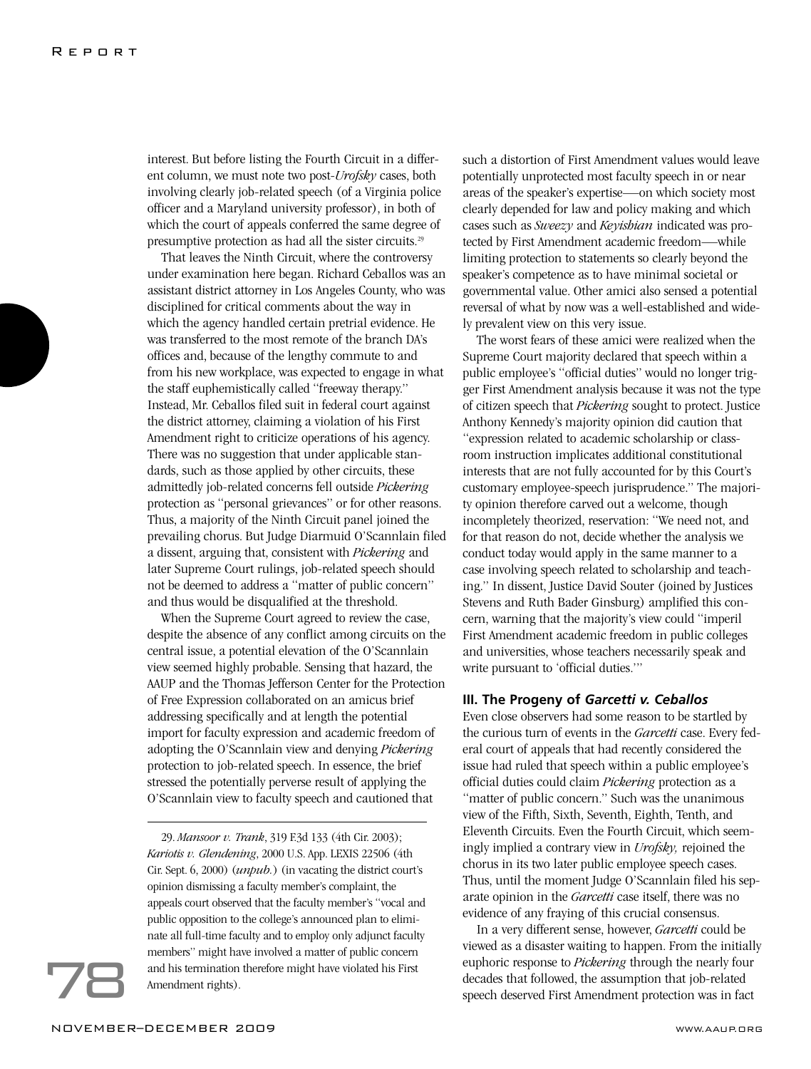interest. But before listing the Fourth Circuit in a different column, we must note two post-*Urofsky* cases, both involving clearly job-related speech (of a Virginia police officer and a Maryland university professor), in both of which the court of appeals conferred the same degree of presumptive protection as had all the sister circuits.[29]

That leaves the Ninth Circuit, where the controversy under examination here began. Richard Ceballos was an assistant district attorney in Los Angeles County, who was disciplined for critical comments about the way in which the agency handled certain pretrial evidence. He was transferred to the most remote of the branch DA's offices and, because of the lengthy commute to and from his new workplace, was expected to engage in what the staff euphemistically called "freeway therapy." Instead, Mr. Ceballos filed suit in federal court against the district attorney, claiming a violation of his First Amendment right to criticize operations of his agency. There was no suggestion that under applicable standards, such as those applied by other circuits, these admittedly job-related concerns fell outside *Pickering* protection as "personal grievances" or for other reasons. Thus, a majority of the Ninth Circuit panel joined the prevailing chorus. But Judge Diarmuid O'Scannlain filed a dissent, arguing that, consistent with *Pickering* and later Supreme Court rulings, job-related speech should not be deemed to address a "matter of public concern" and thus would be disqualified at the threshold.

When the Supreme Court agreed to review the case, despite the absence of any conflict among circuits on the central issue, a potential elevation of the O'Scannlain view seemed highly probable. Sensing that hazard, the AAUP and the Thomas Jefferson Center for the Protection of Free Expression collaborated on an amicus brief addressing specifically and at length the potential import for faculty expression and academic freedom of adopting the O'Scannlain view and denying *Pickering* protection to job-related speech. In essence, the brief stressed the potentially perverse result of applying the O'Scannlain view to faculty speech and cautioned that such a distortion of First Amendment values would leave potentially unprotected most faculty speech in or near areas of the speaker's expertise—on which society most clearly depended for law and policy making and which cases such as *Sweezy* and *Keyishian* indicated was protected by First Amendment academic freedom—while limiting protection to statements so clearly beyond the speaker's competence as to have minimal societal or governmental value. Other amici also sensed a potential reversal of what by now was a well-established and widely prevalent view on this very issue.

The worst fears of these amici were realized when the Supreme Court majority declared that speech within a public employee's "official duties" would no longer trigger First Amendment analysis because it was not the type of citizen speech that *Pickering* sought to protect. Justice Anthony Kennedy's majority opinion did caution that "expression related to academic scholarship or classroom instruction implicates additional constitutional interests that are not fully accounted for by this Court's customary employee-speech jurisprudence." The majority opinion therefore carved out a welcome, though incompletely theorized, reservation: "We need not, and for that reason do not, decide whether the analysis we conduct today would apply in the same manner to a case involving speech related to scholarship and teaching." In dissent, Justice David Souter (joined by Justices Stevens and Ruth Bader Ginsburg) amplified this concern, warning that the majority's view could "imperil First Amendment academic freedom in public colleges and universities, whose teachers necessarily speak and write pursuant to 'official duties.'"

### III. The Progeny of *Garcetti v. Ceballos*

Even close observers had some reason to be startled by the curious turn of events in the *Garcetti* case. Every federal court of appeals that had recently considered the issue had ruled that speech within a public employee's official duties could claim *Pickering* protection as a "matter of public concern." Such was the unanimous view of the Fifth, Sixth, Seventh, Eighth, Tenth, and Eleventh Circuits. Even the Fourth Circuit, which seemingly implied a contrary view in *Urofsky,* rejoined the chorus in its two later public employee speech cases. Thus, until the moment Judge O'Scannlain filed his separate opinion in the *Garcetti* case itself, there was no evidence of any fraying of this crucial consensus.

In a very different sense, however, *Garcetti* could be viewed as a disaster waiting to happen. From the initially euphoric response to *Pickering* through the nearly four decades that followed, the assumption that job-related speech deserved First Amendment protection was in fact

---

29. *Mansoor v. Trank*, 319 F.3d 133 (4th Cir. 2003); *Kariotis v. Glendening*, 2000 U.S. App. LEXIS 22506 (4th Cir. Sept. 6, 2000) (*unpub.*) (in vacating the district court's opinion dismissing a faculty member's complaint, the appeals court observed that the faculty member's "vocal and public opposition to the college's announced plan to eliminate all full-time faculty and to employ only adjunct faculty members" might have involved a matter of public concern and his termination therefore might have violated his First Amendment rights).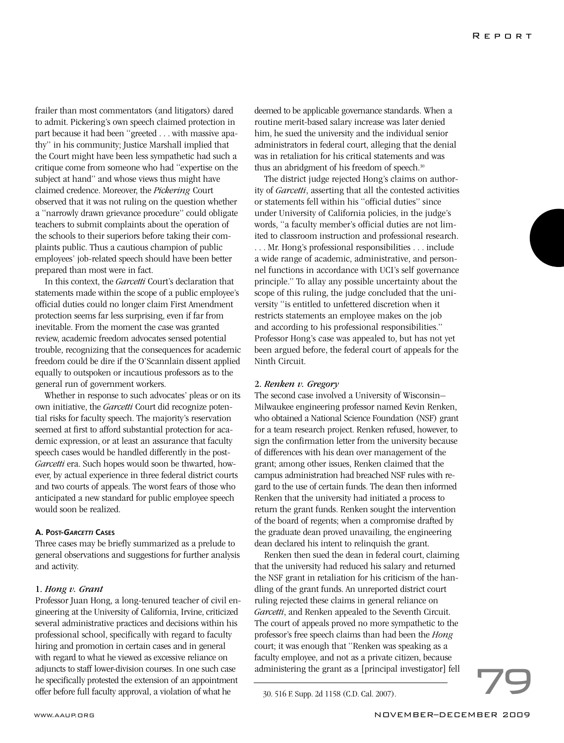frailer than most commentators (and litigators) dared to admit. Pickering's own speech claimed protection in part because it had been "greeted . . . with massive apathy" in his community; Justice Marshall implied that the Court might have been less sympathetic had such a critique come from someone who had "expertise on the subject at hand" and whose views thus might have claimed credence. Moreover, the *Pickering* Court observed that it was not ruling on the question whether a "narrowly drawn grievance procedure" could obligate teachers to submit complaints about the operation of the schools to their superiors before taking their complaints public. Thus a cautious champion of public employees' job-related speech should have been better prepared than most were in fact.

In this context, the *Garcetti* Court's declaration that statements made within the scope of a public employee's official duties could no longer claim First Amendment protection seems far less surprising, even if far from inevitable. From the moment the case was granted review, academic freedom advocates sensed potential trouble, recognizing that the consequences for academic freedom could be dire if the O'Scannlain dissent applied equally to outspoken or incautious professors as to the general run of government workers.

Whether in response to such advocates' pleas or on its own initiative, the *Garcetti* Court did recognize potential risks for faculty speech. The majority's reservation seemed at first to afford substantial protection for academic expression, or at least an assurance that faculty speech cases would be handled differently in the post-*Garcetti* era. Such hopes would soon be thwarted, however, by actual experience in three federal district courts and two courts of appeals. The worst fears of those who anticipated a new standard for public employee speech would soon be realized.

#### A. Post-*Garcetti* Cases

Three cases may be briefly summarized as a prelude to general observations and suggestions for further analysis and activity.

##### 1. *Hong v. Grant*

Professor Juan Hong, a long-tenured teacher of civil engineering at the University of California, Irvine, criticized several administrative practices and decisions within his professional school, specifically with regard to faculty hiring and promotion in certain cases and in general with regard to what he viewed as excessive reliance on adjuncts to staff lower-division courses. In one such case he specifically protested the extension of an appointment offer before full faculty approval, a violation of what he deemed to be applicable governance standards. When a routine merit-based salary increase was later denied him, he sued the university and the individual senior administrators in federal court, alleging that the denial was in retaliation for his critical statements and was thus an abridgment of his freedom of speech.[30]

The district judge rejected Hong's claims on authority of *Garcetti*, asserting that all the contested activities or statements fell within his "official duties" since under University of California policies, in the judge's words, "a faculty member's official duties are not limited to classroom instruction and professional research. . . . Mr. Hong's professional responsibilities . . . include a wide range of academic, administrative, and personnel functions in accordance with UCI's self governance principle." To allay any possible uncertainty about the scope of this ruling, the judge concluded that the university "is entitled to unfettered discretion when it restricts statements an employee makes on the job and according to his professional responsibilities." Professor Hong's case was appealed to, but has not yet been argued before, the federal court of appeals for the Ninth Circuit.

##### 2. *Renken v. Gregory*

The second case involved a University of Wisconsin–Milwaukee engineering professor named Kevin Renken, who obtained a National Science Foundation (NSF) grant for a team research project. Renken refused, however, to sign the confirmation letter from the university because of differences with his dean over management of the grant; among other issues, Renken claimed that the campus administration had breached NSF rules with regard to the use of certain funds. The dean then informed Renken that the university had initiated a process to return the grant funds. Renken sought the intervention of the board of regents; when a compromise drafted by the graduate dean proved unavailing, the engineering dean declared his intent to relinquish the grant.

Renken then sued the dean in federal court, claiming that the university had reduced his salary and returned the NSF grant in retaliation for his criticism of the handling of the grant funds. An unreported district court ruling rejected these claims in general reliance on *Garcetti*, and Renken appealed to the Seventh Circuit. The court of appeals proved no more sympathetic to the professor's free speech claims than had been the *Hong* court; it was enough that "Renken was speaking as a faculty employee, and not as a private citizen, because administering the grant as a [principal investigator] fell

30. 516 F. Supp. 2d 1158 (C.D. Cal. 2007).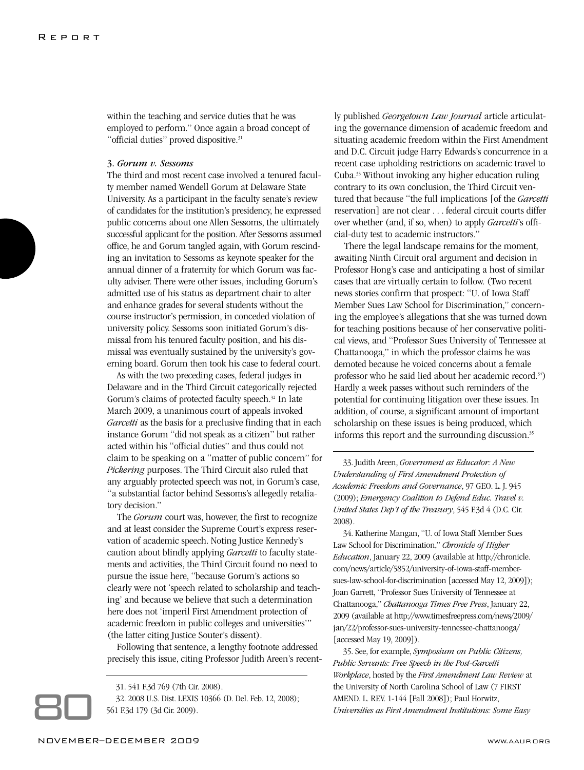within the teaching and service duties that he was employed to perform." Once again a broad concept of "official duties" proved dispositive.[31]

### 3. *Gorum v. Sessoms*

The third and most recent case involved a tenured faculty member named Wendell Gorum at Delaware State University. As a participant in the faculty senate's review of candidates for the institution's presidency, he expressed public concerns about one Allen Sessoms, the ultimately successful applicant for the position. After Sessoms assumed office, he and Gorum tangled again, with Gorum rescinding an invitation to Sessoms as keynote speaker for the annual dinner of a fraternity for which Gorum was faculty adviser. There were other issues, including Gorum's admitted use of his status as department chair to alter and enhance grades for several students without the course instructor's permission, in conceded violation of university policy. Sessoms soon initiated Gorum's dismissal from his tenured faculty position, and his dismissal was eventually sustained by the university's governing board. Gorum then took his case to federal court.

As with the two preceding cases, federal judges in Delaware and in the Third Circuit categorically rejected Gorum's claims of protected faculty speech.[32] In late March 2009, a unanimous court of appeals invoked *Garcetti* as the basis for a preclusive finding that in each instance Gorum "did not speak as a citizen" but rather acted within his "official duties" and thus could not claim to be speaking on a "matter of public concern" for *Pickering* purposes. The Third Circuit also ruled that any arguably protected speech was not, in Gorum's case, "a substantial factor behind Sessoms's allegedly retaliatory decision."

The *Gorum* court was, however, the first to recognize and at least consider the Supreme Court's express reservation of academic speech. Noting Justice Kennedy's caution about blindly applying *Garcetti* to faculty statements and activities, the Third Circuit found no need to pursue the issue here, "because Gorum's actions so clearly were not 'speech related to scholarship and teaching' and because we believe that such a determination here does not 'imperil First Amendment protection of academic freedom in public colleges and universities'" (the latter citing Justice Souter's dissent).

Following that sentence, a lengthy footnote addressed precisely this issue, citing Professor Judith Areen's recently published *Georgetown Law Journal* article articulating the governance dimension of academic freedom and situating academic freedom within the First Amendment and D.C. Circuit judge Harry Edwards's concurrence in a recent case upholding restrictions on academic travel to Cuba.[33] Without invoking any higher education ruling contrary to its own conclusion, the Third Circuit ventured that because "the full implications [of the *Garcetti* reservation] are not clear . . . federal circuit courts differ over whether (and, if so, when) to apply *Garcetti*'s official-duty test to academic instructors."

There the legal landscape remains for the moment, awaiting Ninth Circuit oral argument and decision in Professor Hong's case and anticipating a host of similar cases that are virtually certain to follow. (Two recent news stories confirm that prospect: "U. of Iowa Staff Member Sues Law School for Discrimination," concerning the employee's allegations that she was turned down for teaching positions because of her conservative political views, and "Professor Sues University of Tennessee at Chattanooga," in which the professor claims he was demoted because he voiced concerns about a female professor who he said lied about her academic record.[34]) Hardly a week passes without such reminders of the potential for continuing litigation over these issues. In addition, of course, a significant amount of important scholarship on these issues is being produced, which informs this report and the surrounding discussion.[35]

---

31. 541 F.3d 769 (7th Cir. 2008).

32. 2008 U.S. Dist. LEXIS 10366 (D. Del. Feb. 12, 2008); 561 F.3d 179 (3d Cir. 2009).

33. Judith Areen, *Government as Educator: A New Understanding of First Amendment Protection of Academic Freedom and Governance*, 97 GEO. L. J. 945 (2009); *Emergency Coalition to Defend Educ. Travel v. United States Dep't of the Treasury*, 545 F.3d 4 (D.C. Cir. 2008).

34. Katherine Mangan, "U. of Iowa Staff Member Sues Law School for Discrimination," *Chronicle of Higher Education*, January 22, 2009 (available at http://chronicle.com/news/article/5852/university-of-iowa-staff-member-sues-law-school-for-discrimination [accessed May 12, 2009]); Joan Garrett, "Professor Sues University of Tennessee at Chattanooga," *Chattanooga Times Free Press*, January 22, 2009 (available at http://www.timesfreepress.com/news/2009/jan/22/professor-sues-university-tennessee-chattanooga/ [accessed May 19, 2009]).

35. See, for example, *Symposium on Public Citizens, Public Servants: Free Speech in the Post-Garcetti Workplace*, hosted by the *First Amendment Law Review* at the University of North Carolina School of Law (7 FIRST AMEND. L. REV. 1-144 [Fall 2008]); Paul Horwitz, *Universities as First Amendment Institutions: Some Easy*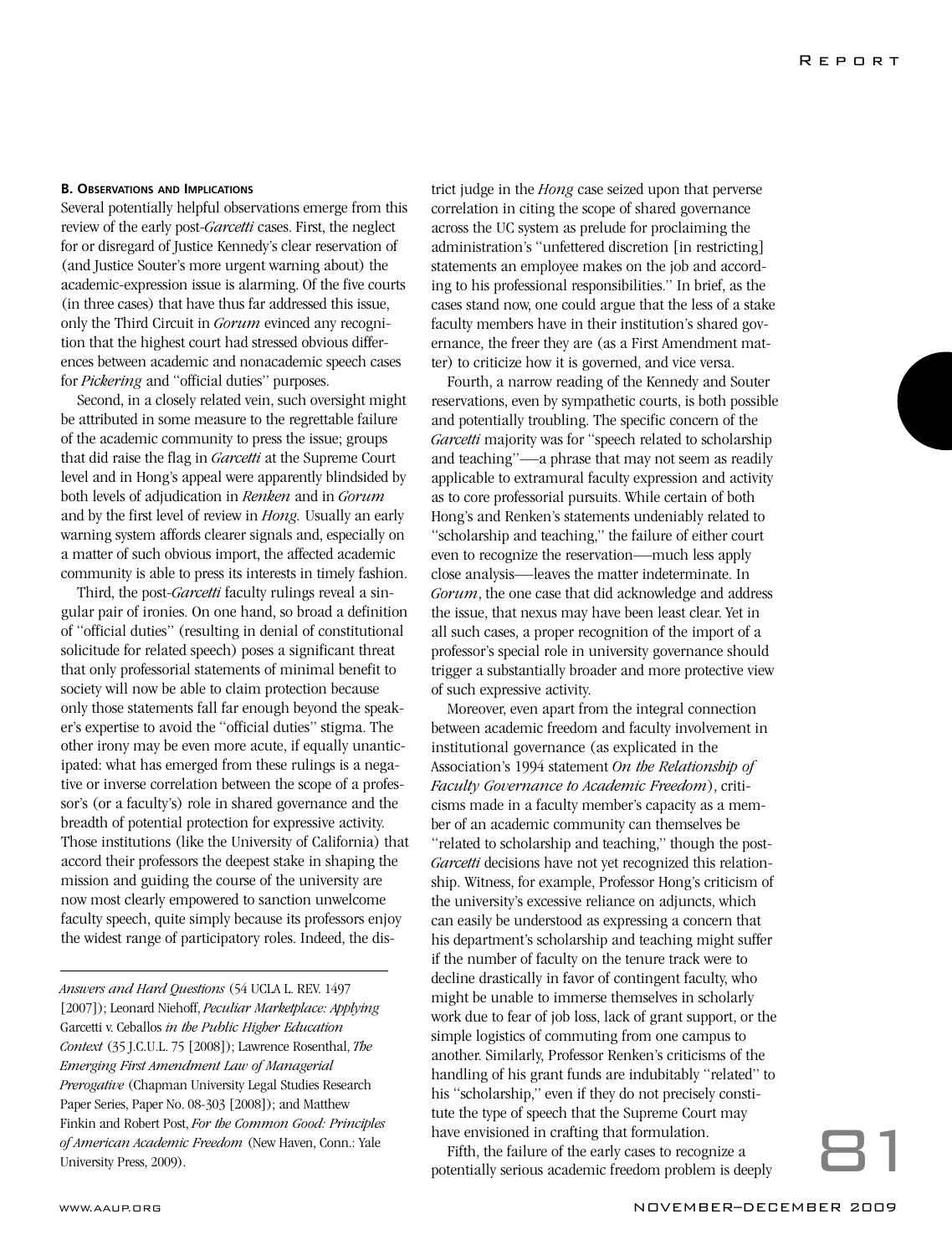### B. Observations and Implications

Several potentially helpful observations emerge from this review of the early post-*Garcetti* cases. First, the neglect for or disregard of Justice Kennedy's clear reservation of (and Justice Souter's more urgent warning about) the academic-expression issue is alarming. Of the five courts (in three cases) that have thus far addressed this issue, only the Third Circuit in *Gorum* evinced any recognition that the highest court had stressed obvious differences between academic and nonacademic speech cases for *Pickering* and "official duties" purposes.

Second, in a closely related vein, such oversight might be attributed in some measure to the regrettable failure of the academic community to press the issue; groups that did raise the flag in *Garcetti* at the Supreme Court level and in Hong's appeal were apparently blindsided by both levels of adjudication in *Renken* and in *Gorum* and by the first level of review in *Hong.* Usually an early warning system affords clearer signals and, especially on a matter of such obvious import, the affected academic community is able to press its interests in timely fashion.

Third, the post-*Garcetti* faculty rulings reveal a singular pair of ironies. On one hand, so broad a definition of "official duties" (resulting in denial of constitutional solicitude for related speech) poses a significant threat that only professorial statements of minimal benefit to society will now be able to claim protection because only those statements fall far enough beyond the speaker's expertise to avoid the "official duties" stigma. The other irony may be even more acute, if equally unanticipated: what has emerged from these rulings is a negative or inverse correlation between the scope of a professor's (or a faculty's) role in shared governance and the breadth of potential protection for expressive activity. Those institutions (like the University of California) that accord their professors the deepest stake in shaping the mission and guiding the course of the university are now most clearly empowered to sanction unwelcome faculty speech, quite simply because its professors enjoy the widest range of participatory roles. Indeed, the district judge in the *Hong* case seized upon that perverse correlation in citing the scope of shared governance across the UC system as prelude for proclaiming the administration's "unfettered discretion [in restricting] statements an employee makes on the job and according to his professional responsibilities." In brief, as the cases stand now, one could argue that the less of a stake faculty members have in their institution's shared governance, the freer they are (as a First Amendment matter) to criticize how it is governed, and vice versa.

Fourth, a narrow reading of the Kennedy and Souter reservations, even by sympathetic courts, is both possible and potentially troubling. The specific concern of the *Garcetti* majority was for "speech related to scholarship and teaching"—a phrase that may not seem as readily applicable to extramural faculty expression and activity as to core professorial pursuits. While certain of both Hong's and Renken's statements undeniably related to "scholarship and teaching," the failure of either court even to recognize the reservation—much less apply close analysis—leaves the matter indeterminate. In *Gorum*, the one case that did acknowledge and address the issue, that nexus may have been least clear. Yet in all such cases, a proper recognition of the import of a professor's special role in university governance should trigger a substantially broader and more protective view of such expressive activity.

Moreover, even apart from the integral connection between academic freedom and faculty involvement in institutional governance (as explicated in the Association's 1994 statement *On the Relationship of Faculty Governance to Academic Freedom*), criticisms made in a faculty member's capacity as a member of an academic community can themselves be "related to scholarship and teaching," though the post-*Garcetti* decisions have not yet recognized this relationship. Witness, for example, Professor Hong's criticism of the university's excessive reliance on adjuncts, which can easily be understood as expressing a concern that his department's scholarship and teaching might suffer if the number of faculty on the tenure track were to decline drastically in favor of contingent faculty, who might be unable to immerse themselves in scholarly work due to fear of job loss, lack of grant support, or the simple logistics of commuting from one campus to another. Similarly, Professor Renken's criticisms of the handling of his grant funds are indubitably "related" to his "scholarship," even if they do not precisely constitute the type of speech that the Supreme Court may have envisioned in crafting that formulation.

Fifth, the failure of the early cases to recognize a potentially serious academic freedom problem is deeply

---

*Answers and Hard Questions* (54 UCLA L. REV. 1497 [2007]); Leonard Niehoff, *Peculiar Marketplace: Applying* Garcetti v. Ceballos *in the Public Higher Education Context* (35 J.C.U.L. 75 [2008]); Lawrence Rosenthal, *The Emerging First Amendment Law of Managerial Prerogative* (Chapman University Legal Studies Research Paper Series, Paper No. 08-303 [2008]); and Matthew Finkin and Robert Post, *For the Common Good: Principles of American Academic Freedom* (New Haven, Conn.: Yale University Press, 2009).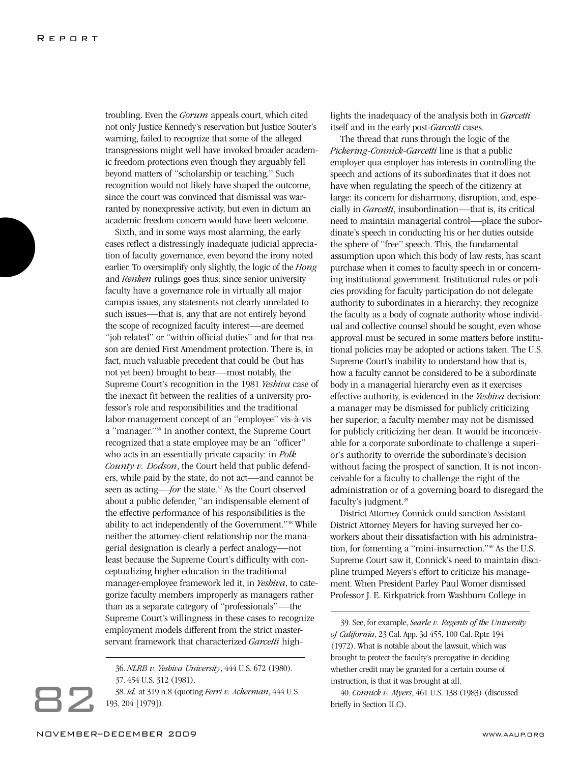troubling. Even the *Gorum* appeals court, which cited not only Justice Kennedy's reservation but Justice Souter's warning, failed to recognize that some of the alleged transgressions might well have invoked broader academic freedom protections even though they arguably fell beyond matters of "scholarship or teaching." Such recognition would not likely have shaped the outcome, since the court was convinced that dismissal was warranted by nonexpressive activity, but even in dictum an academic freedom concern would have been welcome.

Sixth, and in some ways most alarming, the early cases reflect a distressingly inadequate judicial appreciation of faculty governance, even beyond the irony noted earlier. To oversimplify only slightly, the logic of the *Hong* and *Renken* rulings goes thus: since senior university faculty have a governance role in virtually all major campus issues, any statements not clearly unrelated to such issues—that is, any that are not entirely beyond the scope of recognized faculty interest—are deemed "job related" or "within official duties" and for that reason are denied First Amendment protection. There is, in fact, much valuable precedent that could be (but has not yet been) brought to bear—most notably, the Supreme Court's recognition in the 1981 *Yeshiva* case of the inexact fit between the realities of a university professor's role and responsibilities and the traditional labor-management concept of an "employee" vis-à-vis a "manager."[36] In another context, the Supreme Court recognized that a state employee may be an "officer" who acts in an essentially private capacity: in *Polk County v. Dodson*, the Court held that public defenders, while paid by the state, do not act—and cannot be seen as acting—*for* the state.[37] As the Court observed about a public defender, "an indispensable element of the effective performance of his responsibilities is the ability to act independently of the Government."[38] While neither the attorney-client relationship nor the managerial designation is clearly a perfect analogy—not least because the Supreme Court's difficulty with conceptualizing higher education in the traditional manager-employee framework led it, in *Yeshiva*, to categorize faculty members improperly as managers rather than as a separate category of "professionals"—the Supreme Court's willingness in these cases to recognize employment models different from the strict master-servant framework that characterized *Garcetti* highlights the inadequacy of the analysis both in *Garcetti* itself and in the early post-*Garcetti* cases.

The thread that runs through the logic of the *Pickering-Connick-Garcetti* line is that a public employer qua employer has interests in controlling the speech and actions of its subordinates that it does not have when regulating the speech of the citizenry at large: its concern for disharmony, disruption, and, especially in *Garcetti*, insubordination—that is, its critical need to maintain managerial control—place the subordinate's speech in conducting his or her duties outside the sphere of "free" speech. This, the fundamental assumption upon which this body of law rests, has scant purchase when it comes to faculty speech in or concerning institutional government. Institutional rules or policies providing for faculty participation do not delegate authority to subordinates in a hierarchy; they recognize the faculty as a body of cognate authority whose individual and collective counsel should be sought, even whose approval must be secured in some matters before institutional policies may be adopted or actions taken. The U.S. Supreme Court's inability to understand how that is, how a faculty cannot be considered to be a subordinate body in a managerial hierarchy even as it exercises effective authority, is evidenced in the *Yeshiva* decision: a manager may be dismissed for publicly criticizing her superior; a faculty member may not be dismissed for publicly criticizing her dean. It would be inconceivable for a corporate subordinate to challenge a superior's authority to override the subordinate's decision without facing the prospect of sanction. It is not inconceivable for a faculty to challenge the right of the administration or of a governing board to disregard the faculty's judgment.[39]

District Attorney Connick could sanction Assistant District Attorney Meyers for having surveyed her coworkers about their dissatisfaction with his administration, for fomenting a "mini-insurrection."[40] As the U.S. Supreme Court saw it, Connick's need to maintain discipline trumped Meyers's effort to criticize his management. When President Parley Paul Womer dismissed Professor J. E. Kirkpatrick from Washburn College in

---

36. *NLRB v. Yeshiva University*, 444 U.S. 672 (1980).

37. 454 U.S. 312 (1981).

38. *Id.* at 319 n.8 (quoting *Ferri v. Ackerman*, 444 U.S. 193, 204 [1979]).

39. See, for example, *Searle v. Regents of the University of California*, 23 Cal. App. 3d 455, 100 Cal. Rptr. 194 (1972). What is notable about the lawsuit, which was brought to protect the faculty's prerogative in deciding whether credit may be granted for a certain course of instruction, is that it was brought at all.

40. *Connick v. Myers*, 461 U.S. 138 (1983) (discussed briefly in Section II.C).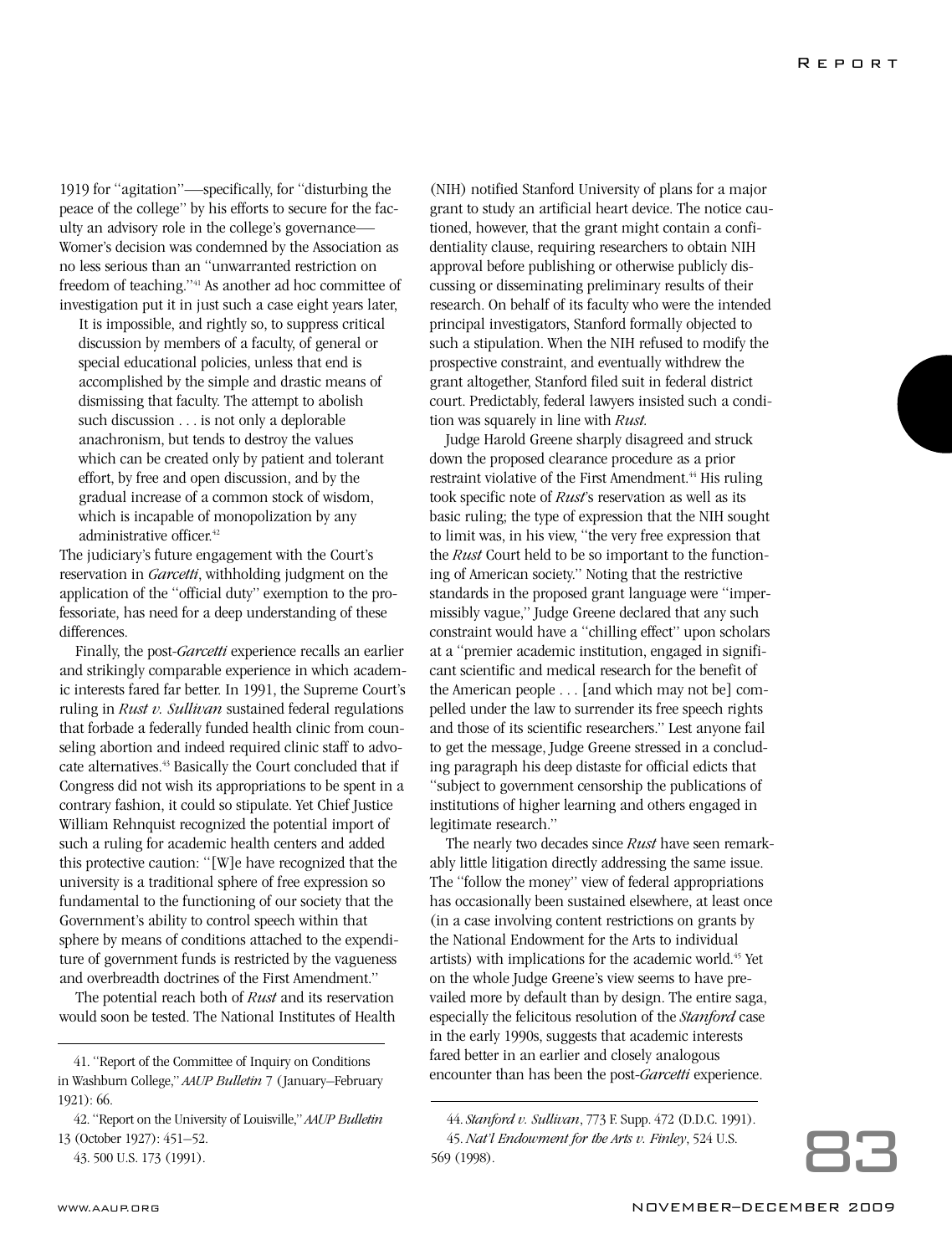1919 for "agitation"—specifically, for "disturbing the peace of the college" by his efforts to secure for the faculty an advisory role in the college's governance—Womer's decision was condemned by the Association as no less serious than an "unwarranted restriction on freedom of teaching."[41] As another ad hoc committee of investigation put it in just such a case eight years later,

> It is impossible, and rightly so, to suppress critical discussion by members of a faculty, of general or special educational policies, unless that end is accomplished by the simple and drastic means of dismissing that faculty. The attempt to abolish such discussion . . . is not only a deplorable anachronism, but tends to destroy the values which can be created only by patient and tolerant effort, by free and open discussion, and by the gradual increase of a common stock of wisdom, which is incapable of monopolization by any administrative officer.[42]

The judiciary's future engagement with the Court's reservation in *Garcetti*, withholding judgment on the application of the "official duty" exemption to the professoriate, has need for a deep understanding of these differences.

Finally, the post-*Garcetti* experience recalls an earlier and strikingly comparable experience in which academic interests fared far better. In 1991, the Supreme Court's ruling in *Rust v. Sullivan* sustained federal regulations that forbade a federally funded health clinic from counseling abortion and indeed required clinic staff to advocate alternatives.[43] Basically the Court concluded that if Congress did not wish its appropriations to be spent in a contrary fashion, it could so stipulate. Yet Chief Justice William Rehnquist recognized the potential import of such a ruling for academic health centers and added this protective caution: "[W]e have recognized that the university is a traditional sphere of free expression so fundamental to the functioning of our society that the Government's ability to control speech within that sphere by means of conditions attached to the expenditure of government funds is restricted by the vagueness and overbreadth doctrines of the First Amendment."

The potential reach both of *Rust* and its reservation would soon be tested. The National Institutes of Health (NIH) notified Stanford University of plans for a major grant to study an artificial heart device. The notice cautioned, however, that the grant might contain a confidentiality clause, requiring researchers to obtain NIH approval before publishing or otherwise publicly discussing or disseminating preliminary results of their research. On behalf of its faculty who were the intended principal investigators, Stanford formally objected to such a stipulation. When the NIH refused to modify the prospective constraint, and eventually withdrew the grant altogether, Stanford filed suit in federal district court. Predictably, federal lawyers insisted such a condition was squarely in line with *Rust*.

Judge Harold Greene sharply disagreed and struck down the proposed clearance procedure as a prior restraint violative of the First Amendment.[44] His ruling took specific note of *Rust*'s reservation as well as its basic ruling; the type of expression that the NIH sought to limit was, in his view, "the very free expression that the *Rust* Court held to be so important to the functioning of American society." Noting that the restrictive standards in the proposed grant language were "impermissibly vague," Judge Greene declared that any such constraint would have a "chilling effect" upon scholars at a "premier academic institution, engaged in significant scientific and medical research for the benefit of the American people . . . [and which may not be] compelled under the law to surrender its free speech rights and those of its scientific researchers." Lest anyone fail to get the message, Judge Greene stressed in a concluding paragraph his deep distaste for official edicts that "subject to government censorship the publications of institutions of higher learning and others engaged in legitimate research."

The nearly two decades since *Rust* have seen remarkably little litigation directly addressing the same issue. The "follow the money" view of federal appropriations has occasionally been sustained elsewhere, at least once (in a case involving content restrictions on grants by the National Endowment for the Arts to individual artists) with implications for the academic world.[45] Yet on the whole Judge Greene's view seems to have prevailed more by default than by design. The entire saga, especially the felicitous resolution of the *Stanford* case in the early 1990s, suggests that academic interests fared better in an earlier and closely analogous encounter than has been the post-*Garcetti* experience.

---

41. "Report of the Committee of Inquiry on Conditions in Washburn College," *AAUP Bulletin* 7 (January–February 1921): 66.

42. "Report on the University of Louisville," *AAUP Bulletin* 13 (October 1927): 451–52.

43. 500 U.S. 173 (1991).

44. *Stanford v. Sullivan*, 773 F. Supp. 472 (D.D.C. 1991).

45. *Nat'l Endowment for the Arts v. Finley*, 524 U.S. 569 (1998).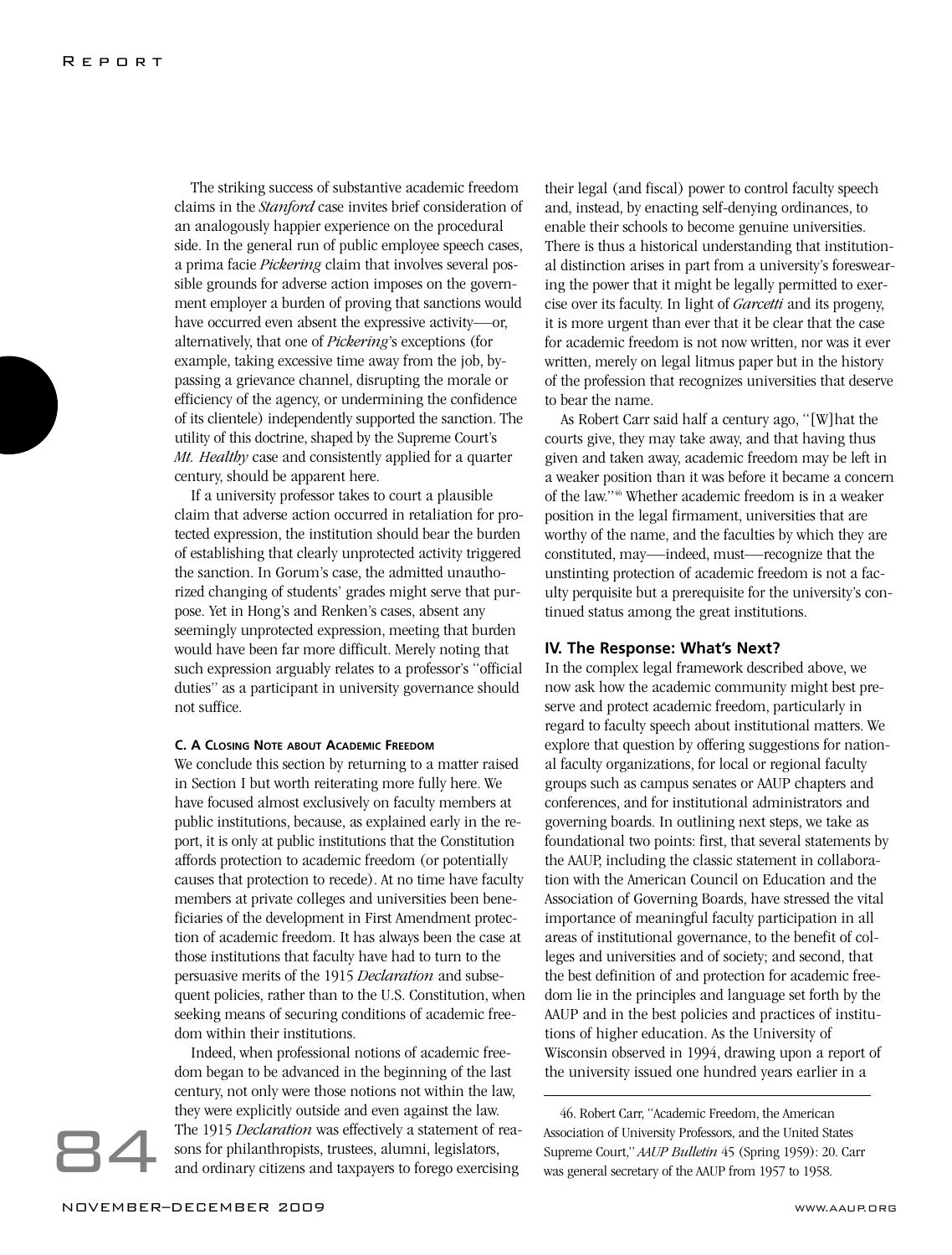The striking success of substantive academic freedom claims in the *Stanford* case invites brief consideration of an analogously happier experience on the procedural side. In the general run of public employee speech cases, a prima facie *Pickering* claim that involves several possible grounds for adverse action imposes on the government employer a burden of proving that sanctions would have occurred even absent the expressive activity—or, alternatively, that one of *Pickering*'s exceptions (for example, taking excessive time away from the job, bypassing a grievance channel, disrupting the morale or efficiency of the agency, or undermining the confidence of its clientele) independently supported the sanction. The utility of this doctrine, shaped by the Supreme Court's *Mt. Healthy* case and consistently applied for a quarter century, should be apparent here.

If a university professor takes to court a plausible claim that adverse action occurred in retaliation for protected expression, the institution should bear the burden of establishing that clearly unprotected activity triggered the sanction. In Gorum's case, the admitted unauthorized changing of students' grades might serve that purpose. Yet in Hong's and Renken's cases, absent any seemingly unprotected expression, meeting that burden would have been far more difficult. Merely noting that such expression arguably relates to a professor's "official duties" as a participant in university governance should not suffice.

#### C. A Closing Note about Academic Freedom

We conclude this section by returning to a matter raised in Section I but worth reiterating more fully here. We have focused almost exclusively on faculty members at public institutions, because, as explained early in the report, it is only at public institutions that the Constitution affords protection to academic freedom (or potentially causes that protection to recede). At no time have faculty members at private colleges and universities been beneficiaries of the development in First Amendment protection of academic freedom. It has always been the case at those institutions that faculty have had to turn to the persuasive merits of the 1915 *Declaration* and subsequent policies, rather than to the U.S. Constitution, when seeking means of securing conditions of academic freedom within their institutions.

Indeed, when professional notions of academic freedom began to be advanced in the beginning of the last century, not only were those notions not within the law, they were explicitly outside and even against the law. The 1915 *Declaration* was effectively a statement of reasons for philanthropists, trustees, alumni, legislators, and ordinary citizens and taxpayers to forego exercising their legal (and fiscal) power to control faculty speech and, instead, by enacting self-denying ordinances, to enable their schools to become genuine universities. There is thus a historical understanding that institutional distinction arises in part from a university's foreswearing the power that it might be legally permitted to exercise over its faculty. In light of *Garcetti* and its progeny, it is more urgent than ever that it be clear that the case for academic freedom is not now written, nor was it ever written, merely on legal litmus paper but in the history of the profession that recognizes universities that deserve to bear the name.

As Robert Carr said half a century ago, "[W]hat the courts give, they may take away, and that having thus given and taken away, academic freedom may be left in a weaker position than it was before it became a concern of the law."[46] Whether academic freedom is in a weaker position in the legal firmament, universities that are worthy of the name, and the faculties by which they are constituted, may—indeed, must—recognize that the unstinting protection of academic freedom is not a faculty perquisite but a prerequisite for the university's continued status among the great institutions.

### IV. The Response: What's Next?

In the complex legal framework described above, we now ask how the academic community might best preserve and protect academic freedom, particularly in regard to faculty speech about institutional matters. We explore that question by offering suggestions for national faculty organizations, for local or regional faculty groups such as campus senates or AAUP chapters and conferences, and for institutional administrators and governing boards. In outlining next steps, we take as foundational two points: first, that several statements by the AAUP, including the classic statement in collaboration with the American Council on Education and the Association of Governing Boards, have stressed the vital importance of meaningful faculty participation in all areas of institutional governance, to the benefit of colleges and universities and of society; and second, that the best definition of and protection for academic freedom lie in the principles and language set forth by the AAUP and in the best policies and practices of institutions of higher education. As the University of Wisconsin observed in 1994, drawing upon a report of the university issued one hundred years earlier in a

46. Robert Carr, "Academic Freedom, the American Association of University Professors, and the United States Supreme Court," *AAUP Bulletin* 45 (Spring 1959): 20. Carr was general secretary of the AAUP from 1957 to 1958.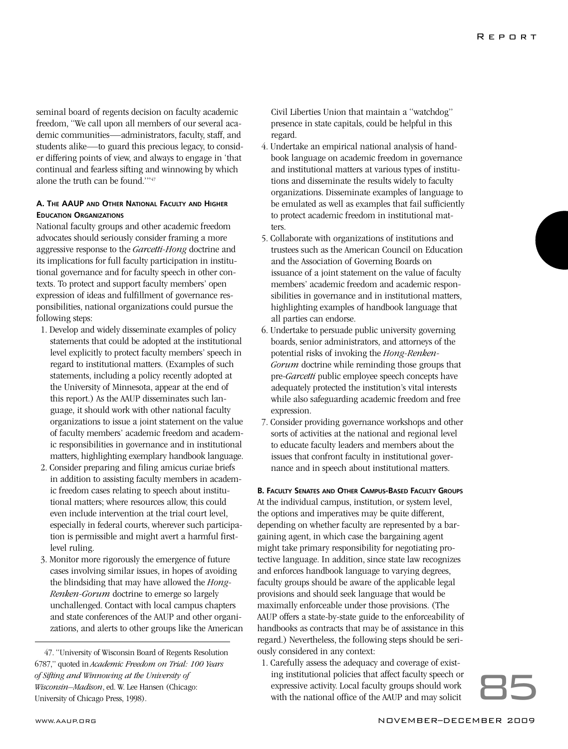seminal board of regents decision on faculty academic freedom, "We call upon all members of our several academic communities—administrators, faculty, staff, and students alike—to guard this precious legacy, to consider differing points of view, and always to engage in 'that continual and fearless sifting and winnowing by which alone the truth can be found.'"[47]

### A. The AAUP and Other National Faculty and Higher Education Organizations

National faculty groups and other academic freedom advocates should seriously consider framing a more aggressive response to the *Garcetti-Hong* doctrine and its implications for full faculty participation in institutional governance and for faculty speech in other contexts. To protect and support faculty members' open expression of ideas and fulfillment of governance responsibilities, national organizations could pursue the following steps:

1. Develop and widely disseminate examples of policy statements that could be adopted at the institutional level explicitly to protect faculty members' speech in regard to institutional matters. (Examples of such statements, including a policy recently adopted at the University of Minnesota, appear at the end of this report.) As the AAUP disseminates such language, it should work with other national faculty organizations to issue a joint statement on the value of faculty members' academic freedom and academic responsibilities in governance and in institutional matters, highlighting exemplary handbook language.
2. Consider preparing and filing amicus curiae briefs in addition to assisting faculty members in academic freedom cases relating to speech about institutional matters; where resources allow, this could even include intervention at the trial court level, especially in federal courts, wherever such participation is permissible and might avert a harmful first-level ruling.
3. Monitor more rigorously the emergence of future cases involving similar issues, in hopes of avoiding the blindsiding that may have allowed the *Hong-Renken-Gorum* doctrine to emerge so largely unchallenged. Contact with local campus chapters and state conferences of the AAUP and other organizations, and alerts to other groups like the American Civil Liberties Union that maintain a "watchdog" presence in state capitals, could be helpful in this regard.
4. Undertake an empirical national analysis of handbook language on academic freedom in governance and institutional matters at various types of institutions and disseminate the results widely to faculty organizations. Disseminate examples of language to be emulated as well as examples that fail sufficiently to protect academic freedom in institutional matters.
5. Collaborate with organizations of institutions and trustees such as the American Council on Education and the Association of Governing Boards on issuance of a joint statement on the value of faculty members' academic freedom and academic responsibilities in governance and in institutional matters, highlighting examples of handbook language that all parties can endorse.
6. Undertake to persuade public university governing boards, senior administrators, and attorneys of the potential risks of invoking the *Hong-Renken-Gorum* doctrine while reminding those groups that pre-*Garcetti* public employee speech concepts have adequately protected the institution's vital interests while also safeguarding academic freedom and free expression.
7. Consider providing governance workshops and other sorts of activities at the national and regional level to educate faculty leaders and members about the issues that confront faculty in institutional governance and in speech about institutional matters.

### B. Faculty Senates and Other Campus-Based Faculty Groups

At the individual campus, institution, or system level, the options and imperatives may be quite different, depending on whether faculty are represented by a bargaining agent, in which case the bargaining agent might take primary responsibility for negotiating protective language. In addition, since state law recognizes and enforces handbook language to varying degrees, faculty groups should be aware of the applicable legal provisions and should seek language that would be maximally enforceable under those provisions. (The AAUP offers a state-by-state guide to the enforceability of handbooks as contracts that may be of assistance in this regard.) Nevertheless, the following steps should be seriously considered in any context:

1. Carefully assess the adequacy and coverage of existing institutional policies that affect faculty speech or expressive activity. Local faculty groups should work with the national office of the AAUP and may solicit

---

47. "University of Wisconsin Board of Regents Resolution 6787," quoted in *Academic Freedom on Trial: 100 Years of Sifting and Winnowing at the University of Wisconsin–Madison*, ed. W. Lee Hansen (Chicago: University of Chicago Press, 1998).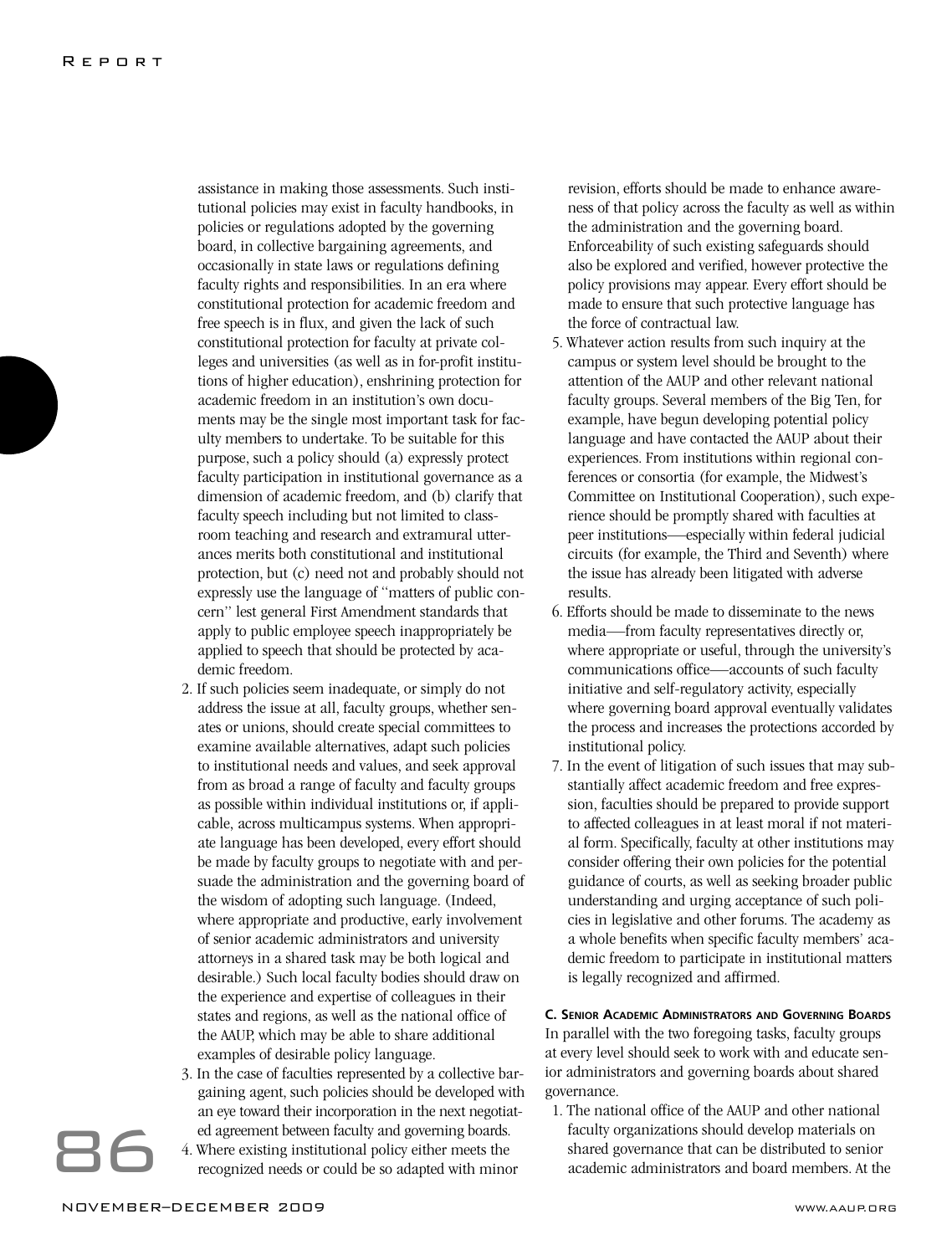assistance in making those assessments. Such institutional policies may exist in faculty handbooks, in policies or regulations adopted by the governing board, in collective bargaining agreements, and occasionally in state laws or regulations defining faculty rights and responsibilities. In an era where constitutional protection for academic freedom and free speech is in flux, and given the lack of such constitutional protection for faculty at private colleges and universities (as well as in for-profit institutions of higher education), enshrining protection for academic freedom in an institution's own documents may be the single most important task for faculty members to undertake. To be suitable for this purpose, such a policy should (a) expressly protect faculty participation in institutional governance as a dimension of academic freedom, and (b) clarify that faculty speech including but not limited to classroom teaching and research and extramural utterances merits both constitutional and institutional protection, but (c) need not and probably should not expressly use the language of "matters of public concern" lest general First Amendment standards that apply to public employee speech inappropriately be applied to speech that should be protected by academic freedom.

2. If such policies seem inadequate, or simply do not address the issue at all, faculty groups, whether senates or unions, should create special committees to examine available alternatives, adapt such policies to institutional needs and values, and seek approval from as broad a range of faculty and faculty groups as possible within individual institutions or, if applicable, across multicampus systems. When appropriate language has been developed, every effort should be made by faculty groups to negotiate with and persuade the administration and the governing board of the wisdom of adopting such language. (Indeed, where appropriate and productive, early involvement of senior academic administrators and university attorneys in a shared task may be both logical and desirable.) Such local faculty bodies should draw on the experience and expertise of colleagues in their states and regions, as well as the national office of the AAUP, which may be able to share additional examples of desirable policy language.
3. In the case of faculties represented by a collective bargaining agent, such policies should be developed with an eye toward their incorporation in the next negotiated agreement between faculty and governing boards.
4. Where existing institutional policy either meets the recognized needs or could be so adapted with minor revision, efforts should be made to enhance awareness of that policy across the faculty as well as within the administration and the governing board. Enforceability of such existing safeguards should also be explored and verified, however protective the policy provisions may appear. Every effort should be made to ensure that such protective language has the force of contractual law.
5. Whatever action results from such inquiry at the campus or system level should be brought to the attention of the AAUP and other relevant national faculty groups. Several members of the Big Ten, for example, have begun developing potential policy language and have contacted the AAUP about their experiences. From institutions within regional conferences or consortia (for example, the Midwest's Committee on Institutional Cooperation), such experience should be promptly shared with faculties at peer institutions—especially within federal judicial circuits (for example, the Third and Seventh) where the issue has already been litigated with adverse results.
6. Efforts should be made to disseminate to the news media—from faculty representatives directly or, where appropriate or useful, through the university's communications office—accounts of such faculty initiative and self-regulatory activity, especially where governing board approval eventually validates the process and increases the protections accorded by institutional policy.
7. In the event of litigation of such issues that may substantially affect academic freedom and free expression, faculties should be prepared to provide support to affected colleagues in at least moral if not material form. Specifically, faculty at other institutions may consider offering their own policies for the potential guidance of courts, as well as seeking broader public understanding and urging acceptance of such policies in legislative and other forums. The academy as a whole benefits when specific faculty members' academic freedom to participate in institutional matters is legally recognized and affirmed.

**C. Senior Academic Administrators and Governing Boards**

In parallel with the two foregoing tasks, faculty groups at every level should seek to work with and educate senior administrators and governing boards about shared governance.

1. The national office of the AAUP and other national faculty organizations should develop materials on shared governance that can be distributed to senior academic administrators and board members. At the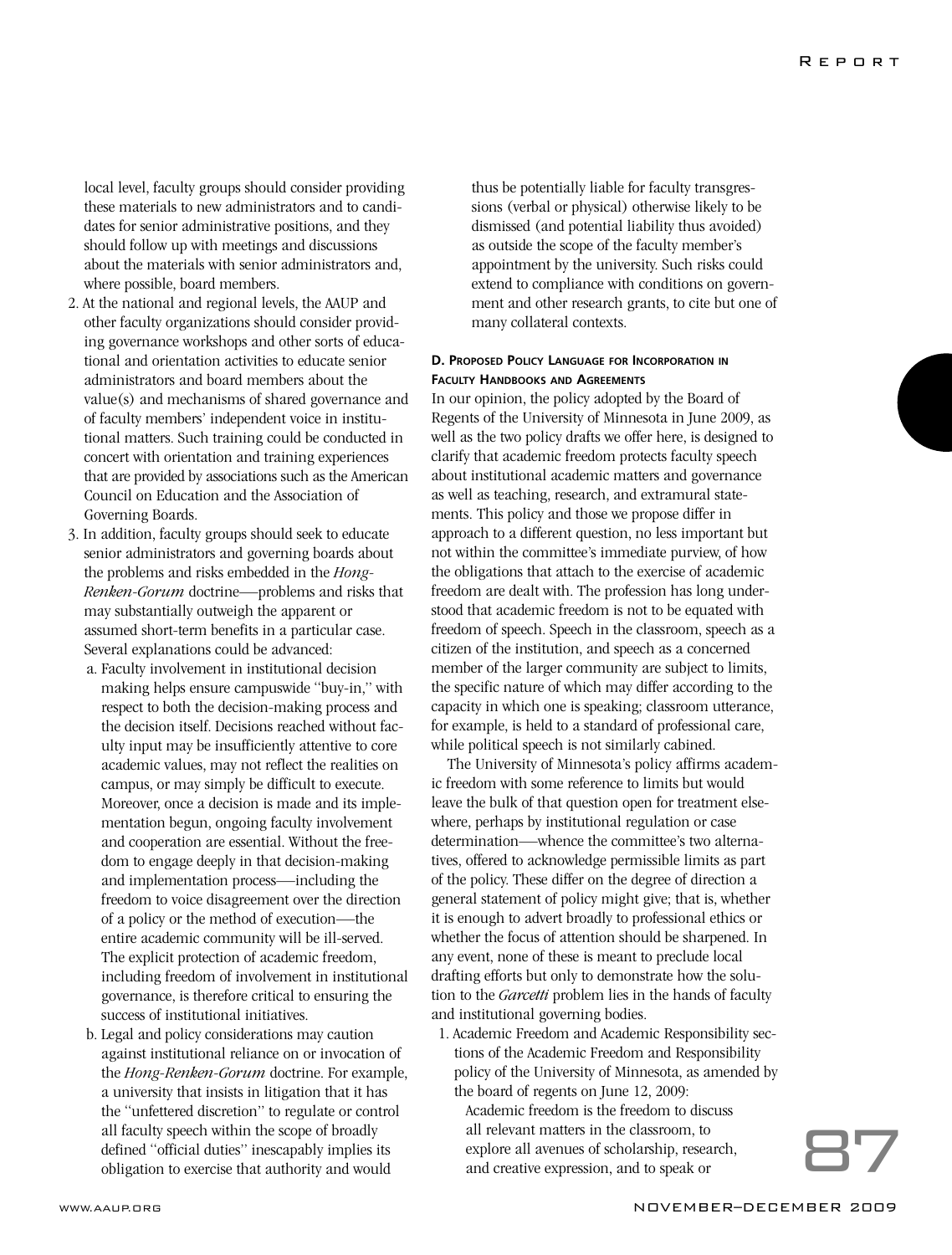local level, faculty groups should consider providing these materials to new administrators and to candidates for senior administrative positions, and they should follow up with meetings and discussions about the materials with senior administrators and, where possible, board members.

2. At the national and regional levels, the AAUP and other faculty organizations should consider providing governance workshops and other sorts of educational and orientation activities to educate senior administrators and board members about the value(s) and mechanisms of shared governance and of faculty members' independent voice in institutional matters. Such training could be conducted in concert with orientation and training experiences that are provided by associations such as the American Council on Education and the Association of Governing Boards.

3. In addition, faculty groups should seek to educate senior administrators and governing boards about the problems and risks embedded in the *Hong-Renken-Gorum* doctrine—problems and risks that may substantially outweigh the apparent or assumed short-term benefits in a particular case. Several explanations could be advanced:

   a. Faculty involvement in institutional decision making helps ensure campuswide "buy-in," with respect to both the decision-making process and the decision itself. Decisions reached without faculty input may be insufficiently attentive to core academic values, may not reflect the realities on campus, or may simply be difficult to execute. Moreover, once a decision is made and its implementation begun, ongoing faculty involvement and cooperation are essential. Without the freedom to engage deeply in that decision-making and implementation process—including the freedom to voice disagreement over the direction of a policy or the method of execution—the entire academic community will be ill-served. The explicit protection of academic freedom, including freedom of involvement in institutional governance, is therefore critical to ensuring the success of institutional initiatives.

   b. Legal and policy considerations may caution against institutional reliance on or invocation of the *Hong-Renken-Gorum* doctrine. For example, a university that insists in litigation that it has the "unfettered discretion" to regulate or control all faculty speech within the scope of broadly defined "official duties" inescapably implies its obligation to exercise that authority and would thus be potentially liable for faculty transgressions (verbal or physical) otherwise likely to be dismissed (and potential liability thus avoided) as outside the scope of the faculty member's appointment by the university. Such risks could extend to compliance with conditions on government and other research grants, to cite but one of many collateral contexts.

#### D. Proposed Policy Language for Incorporation in Faculty Handbooks and Agreements

In our opinion, the policy adopted by the Board of Regents of the University of Minnesota in June 2009, as well as the two policy drafts we offer here, is designed to clarify that academic freedom protects faculty speech about institutional academic matters and governance as well as teaching, research, and extramural statements. This policy and those we propose differ in approach to a different question, no less important but not within the committee's immediate purview, of how the obligations that attach to the exercise of academic freedom are dealt with. The profession has long understood that academic freedom is not to be equated with freedom of speech. Speech in the classroom, speech as a citizen of the institution, and speech as a concerned member of the larger community are subject to limits, the specific nature of which may differ according to the capacity in which one is speaking; classroom utterance, for example, is held to a standard of professional care, while political speech is not similarly cabined.

The University of Minnesota's policy affirms academic freedom with some reference to limits but would leave the bulk of that question open for treatment elsewhere, perhaps by institutional regulation or case determination—whence the committee's two alternatives, offered to acknowledge permissible limits as part of the policy. These differ on the degree of direction a general statement of policy might give; that is, whether it is enough to advert broadly to professional ethics or whether the focus of attention should be sharpened. In any event, none of these is meant to preclude local drafting efforts but only to demonstrate how the solution to the *Garcetti* problem lies in the hands of faculty and institutional governing bodies.

1. Academic Freedom and Academic Responsibility sections of the Academic Freedom and Responsibility policy of the University of Minnesota, as amended by the board of regents on June 12, 2009:

   Academic freedom is the freedom to discuss all relevant matters in the classroom, to explore all avenues of scholarship, research, and creative expression, and to speak or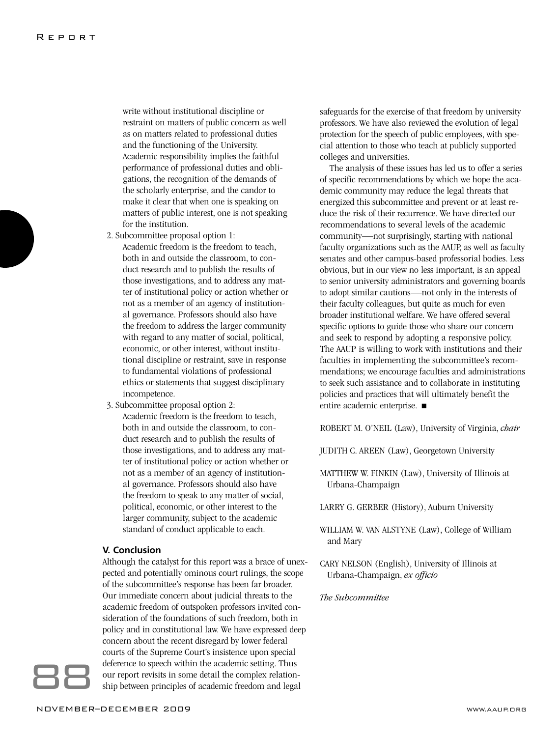write without institutional discipline or restraint on matters of public concern as well as on matters related to professional duties and the functioning of the University. Academic responsibility implies the faithful performance of professional duties and obligations, the recognition of the demands of the scholarly enterprise, and the candor to make it clear that when one is speaking on matters of public interest, one is not speaking for the institution.

2. Subcommittee proposal option 1:
   Academic freedom is the freedom to teach, both in and outside the classroom, to conduct research and to publish the results of those investigations, and to address any matter of institutional policy or action whether or not as a member of an agency of institutional governance. Professors should also have the freedom to address the larger community with regard to any matter of social, political, economic, or other interest, without institutional discipline or restraint, save in response to fundamental violations of professional ethics or statements that suggest disciplinary incompetence.
3. Subcommittee proposal option 2:
   Academic freedom is the freedom to teach, both in and outside the classroom, to conduct research and to publish the results of those investigations, and to address any matter of institutional policy or action whether or not as a member of an agency of institutional governance. Professors should also have the freedom to speak to any matter of social, political, economic, or other interest to the larger community, subject to the academic standard of conduct applicable to each.

### V. Conclusion

Although the catalyst for this report was a brace of unexpected and potentially ominous court rulings, the scope of the subcommittee's response has been far broader. Our immediate concern about judicial threats to the academic freedom of outspoken professors invited consideration of the foundations of such freedom, both in policy and in constitutional law. We have expressed deep concern about the recent disregard by lower federal courts of the Supreme Court's insistence upon special deference to speech within the academic setting. Thus our report revisits in some detail the complex relationship between principles of academic freedom and legal safeguards for the exercise of that freedom by university professors. We have also reviewed the evolution of legal protection for the speech of public employees, with special attention to those who teach at publicly supported colleges and universities.

The analysis of these issues has led us to offer a series of specific recommendations by which we hope the academic community may reduce the legal threats that energized this subcommittee and prevent or at least reduce the risk of their recurrence. We have directed our recommendations to several levels of the academic community—not surprisingly, starting with national faculty organizations such as the AAUP, as well as faculty senates and other campus-based professorial bodies. Less obvious, but in our view no less important, is an appeal to senior university administrators and governing boards to adopt similar cautions—not only in the interests of their faculty colleagues, but quite as much for even broader institutional welfare. We have offered several specific options to guide those who share our concern and seek to respond by adopting a responsive policy. The AAUP is willing to work with institutions and their faculties in implementing the subcommittee's recommendations; we encourage faculties and administrations to seek such assistance and to collaborate in instituting policies and practices that will ultimately benefit the entire academic enterprise. ■

ROBERT M. O'NEIL (Law), University of Virginia, *chair*

JUDITH C. AREEN (Law), Georgetown University

MATTHEW W. FINKIN (Law), University of Illinois at Urbana-Champaign

LARRY G. GERBER (History), Auburn University

WILLIAM W. VAN ALSTYNE (Law), College of William and Mary

CARY NELSON (English), University of Illinois at Urbana-Champaign, *ex officio*

*The Subcommittee*